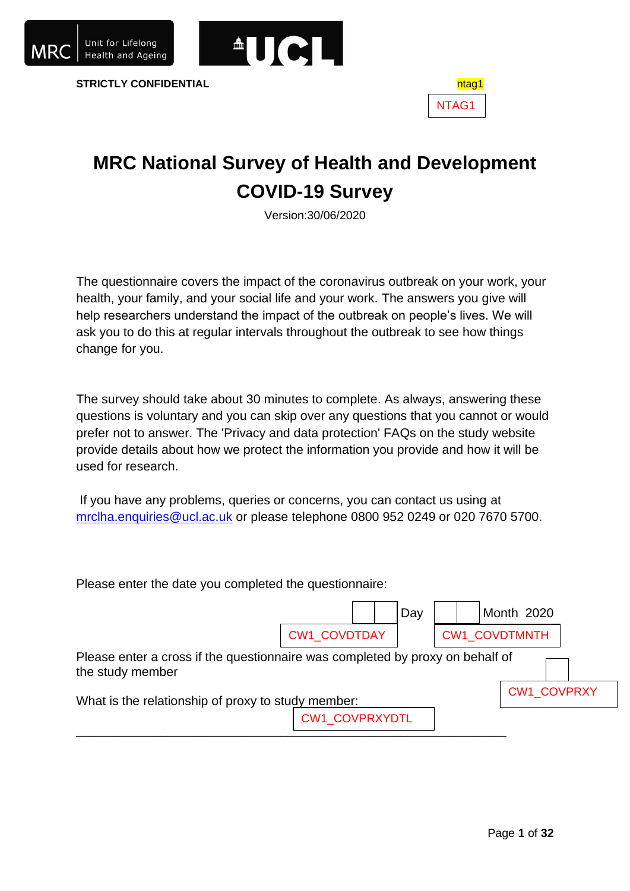MRC Unit for Lifelong Health and Ageing

UCL

**STRICTLY CONFIDENTIAL**

ntag1

NTAG1

# MRC National Survey of Health and Development COVID-19 Survey

Version:30/06/2020

The questionnaire covers the impact of the coronavirus outbreak on your work, your health, your family, and your social life and your work. The answers you give will help researchers understand the impact of the outbreak on people's lives. We will ask you to do this at regular intervals throughout the outbreak to see how things change for you.

The survey should take about 30 minutes to complete. As always, answering these questions is voluntary and you can skip over any questions that you cannot or would prefer not to answer. The 'Privacy and data protection' FAQs on the study website provide details about how we protect the information you provide and how it will be used for research.

If you have any problems, queries or concerns, you can contact us using at mrclha.enquiries@ucl.ac.uk or please telephone 0800 952 0249 or 020 7670 5700.

Please enter the date you completed the questionnaire:

☐☐ Day ☐☐ Month 2020

CW1_COVDTDAY CW1_COVDTMNTH

Please enter a cross if the questionnaire was completed by proxy on behalf of the study member ☐

CW1_COVPRXY

What is the relationship of proxy to study member:

CW1_COVPRXYDTL

_______________________________________________________________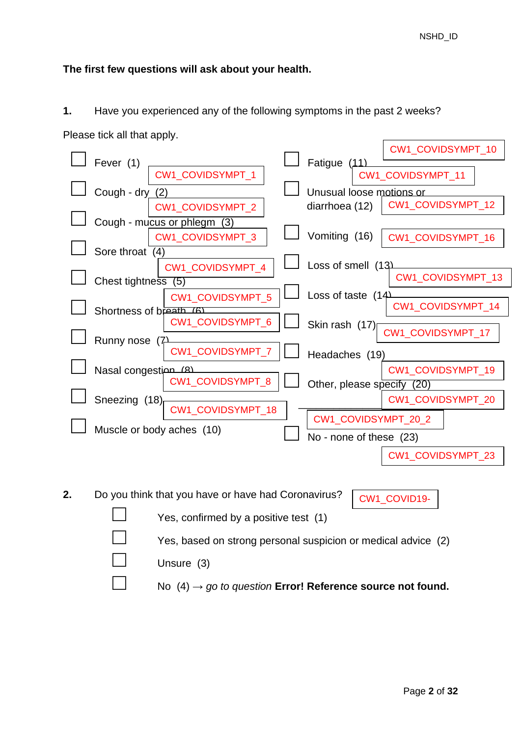NSHD_ID

**The first few questions will ask about your health.**

**1.** Have you experienced any of the following symptoms in the past 2 weeks?

Please tick all that apply.

- ☐ Fever (1) CW1_COVIDSYMPT_1
- ☐ Cough - dry (2) CW1_COVIDSYMPT_2
- ☐ Cough - mucus or phlegm (3) CW1_COVIDSYMPT_3
- ☐ Sore throat (4) CW1_COVIDSYMPT_4
- ☐ Chest tightness (5) CW1_COVIDSYMPT_5
- ☐ Shortness of breath (6) CW1_COVIDSYMPT_6
- ☐ Runny nose (7) CW1_COVIDSYMPT_7
- ☐ Nasal congestion (8) CW1_COVIDSYMPT_8
- ☐ Sneezing (18) CW1_COVIDSYMPT_18
- ☐ Muscle or body aches (10) CW1_COVIDSYMPT_10
- ☐ Fatigue (11) CW1_COVIDSYMPT_11
- ☐ Unusual loose motions or diarrhoea (12) CW1_COVIDSYMPT_12
- ☐ Vomiting (16) CW1_COVIDSYMPT_16
- ☐ Loss of smell (13) CW1_COVIDSYMPT_13
- ☐ Loss of taste (14) CW1_COVIDSYMPT_14
- ☐ Skin rash (17) CW1_COVIDSYMPT_17
- ☐ Headaches (19) CW1_COVIDSYMPT_19
- ☐ Other, please specify (20) CW1_COVIDSYMPT_20
  ________________ CW1_COVIDSYMPT_20_2
- ☐ No - none of these (23) CW1_COVIDSYMPT_23

**2.** Do you think that you have or have had Coronavirus? CW1_COVID19-

- ☐ Yes, confirmed by a positive test (1)
- ☐ Yes, based on strong personal suspicion or medical advice (2)
- ☐ Unsure (3)
- ☐ No (4) → *go to question* **Error! Reference source not found.**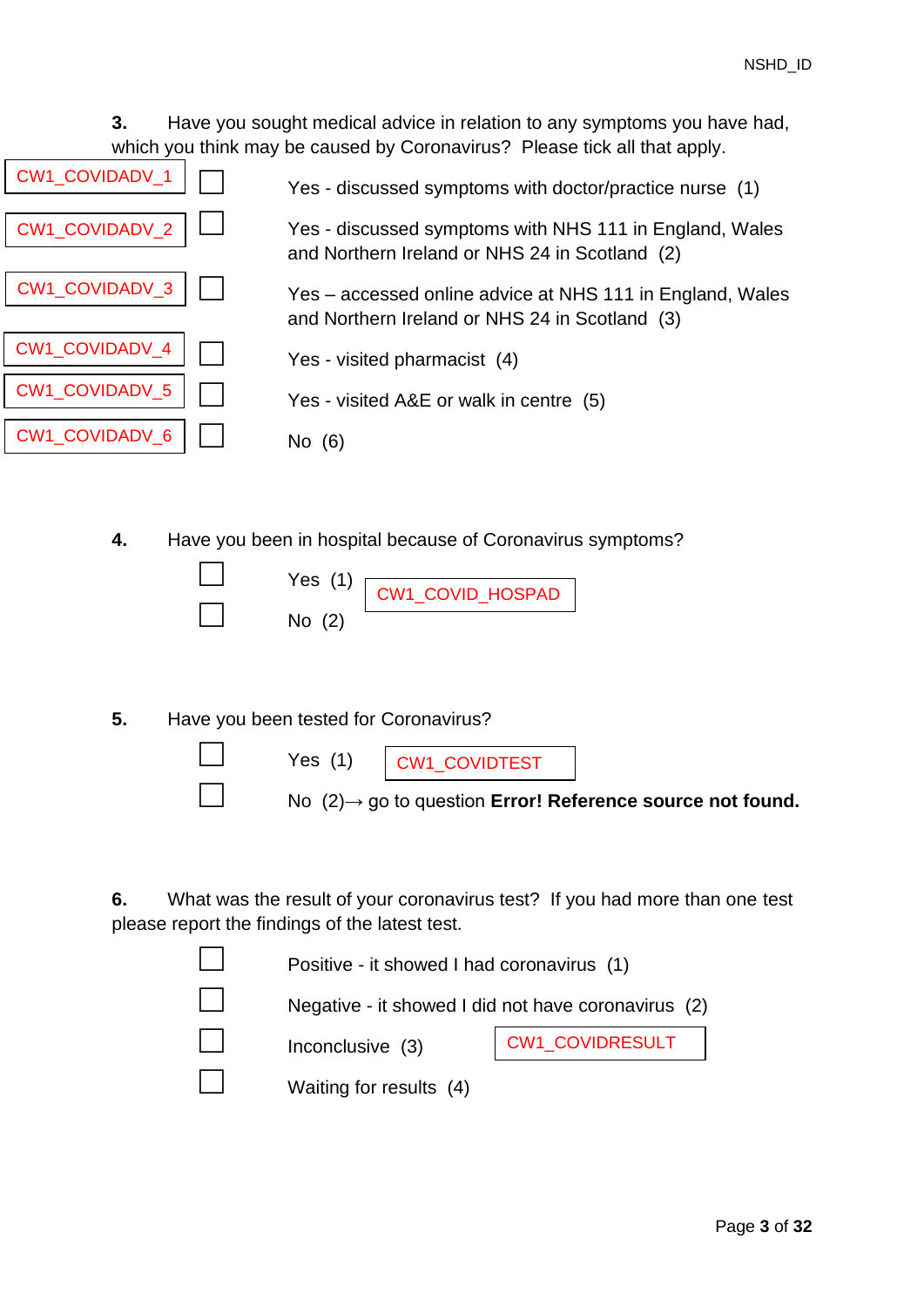**3.** Have you sought medical advice in relation to any symptoms you have had, which you think may be caused by Coronavirus? Please tick all that apply.

CW1_COVIDADV_1 ☐ Yes - discussed symptoms with doctor/practice nurse (1)

CW1_COVIDADV_2 ☐ Yes - discussed symptoms with NHS 111 in England, Wales and Northern Ireland or NHS 24 in Scotland (2)

CW1_COVIDADV_3 ☐ Yes – accessed online advice at NHS 111 in England, Wales and Northern Ireland or NHS 24 in Scotland (3)

CW1_COVIDADV_4 ☐ Yes - visited pharmacist (4)

CW1_COVIDADV_5 ☐ Yes - visited A&E or walk in centre (5)

CW1_COVIDADV_6 ☐ No (6)

**4.** Have you been in hospital because of Coronavirus symptoms?

☐ Yes (1) CW1_COVID_HOSPAD

☐ No (2)

**5.** Have you been tested for Coronavirus?

☐ Yes (1) CW1_COVIDTEST

☐ No (2)→ go to question **Error! Reference source not found.**

**6.** What was the result of your coronavirus test? If you had more than one test please report the findings of the latest test.

☐ Positive - it showed I had coronavirus (1)

☐ Negative - it showed I did not have coronavirus (2)

☐ Inconclusive (3) CW1_COVIDRESULT

☐ Waiting for results (4)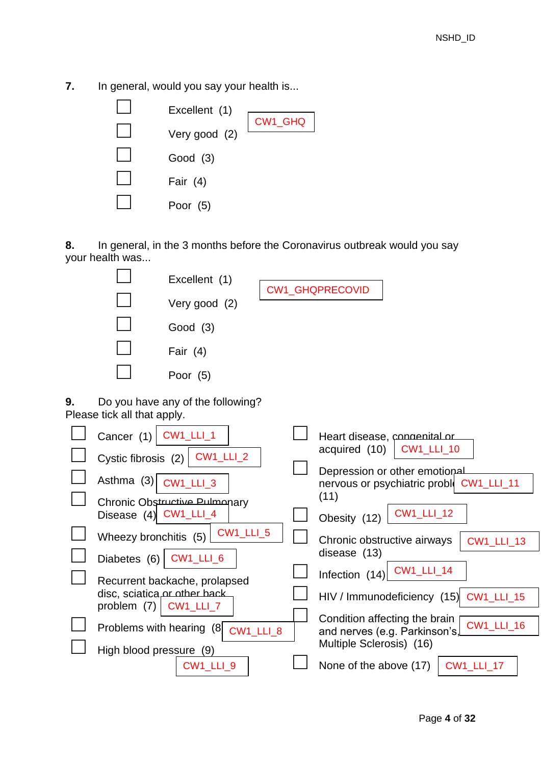NSHD_ID

**7.** In general, would you say your health is...

- ☐ Excellent (1)
- ☐ Very good (2)
- ☐ Good (3)
- ☐ Fair (4)
- ☐ Poor (5)

CW1_GHQ

**8.** In general, in the 3 months before the Coronavirus outbreak would you say your health was...

- ☐ Excellent (1)
- ☐ Very good (2)
- ☐ Good (3)
- ☐ Fair (4)
- ☐ Poor (5)

CW1_GHQPRECOVID

**9.** Do you have any of the following?
Please tick all that apply.

- ☐ Cancer (1) CW1_LLI_1
- ☐ Cystic fibrosis (2) CW1_LLI_2
- ☐ Asthma (3) CW1_LLI_3
- ☐ Chronic Obstructive Pulmonary Disease (4) CW1_LLI_4
- ☐ Wheezy bronchitis (5) CW1_LLI_5
- ☐ Diabetes (6) CW1_LLI_6
- ☐ Recurrent backache, prolapsed disc, sciatica or other back problem (7) CW1_LLI_7
- ☐ Problems with hearing (8) CW1_LLI_8
- ☐ High blood pressure (9) CW1_LLI_9
- ☐ Heart disease, congenital or acquired (10) CW1_LLI_10
- ☐ Depression or other emotional nervous or psychiatric problem (11) CW1_LLI_11
- ☐ Obesity (12) CW1_LLI_12
- ☐ Chronic obstructive airways disease (13) CW1_LLI_13
- ☐ Infection (14) CW1_LLI_14
- ☐ HIV / Immunodeficiency (15) CW1_LLI_15
- ☐ Condition affecting the brain and nerves (e.g. Parkinson's, Multiple Sclerosis) (16) CW1_LLI_16
- ☐ None of the above (17) CW1_LLI_17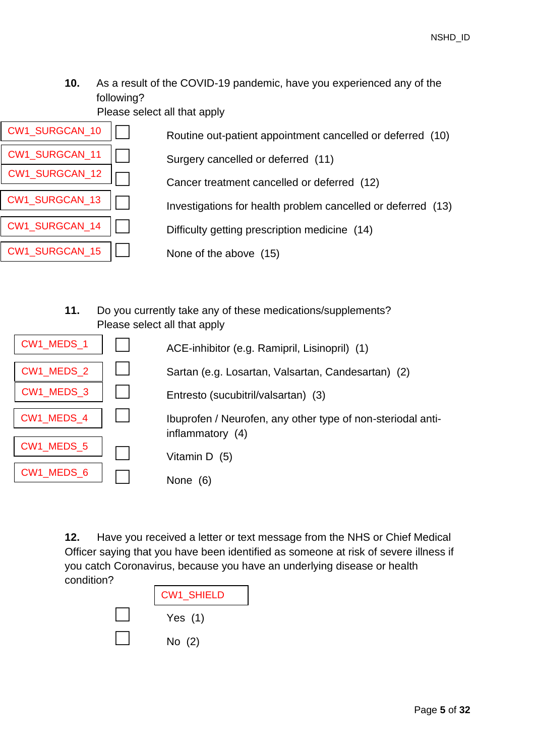**10.** As a result of the COVID-19 pandemic, have you experienced any of the following?
Please select all that apply

| | | |
|---|---|---|
| CW1_SURGCAN_10 | ☐ | Routine out-patient appointment cancelled or deferred (10) |
| CW1_SURGCAN_11 | ☐ | Surgery cancelled or deferred (11) |
| CW1_SURGCAN_12 | ☐ | Cancer treatment cancelled or deferred (12) |
| CW1_SURGCAN_13 | ☐ | Investigations for health problem cancelled or deferred (13) |
| CW1_SURGCAN_14 | ☐ | Difficulty getting prescription medicine (14) |
| CW1_SURGCAN_15 | ☐ | None of the above (15) |

**11.** Do you currently take any of these medications/supplements?
Please select all that apply

| | | |
|---|---|---|
| CW1_MEDS_1 | ☐ | ACE-inhibitor (e.g. Ramipril, Lisinopril) (1) |
| CW1_MEDS_2 | ☐ | Sartan (e.g. Losartan, Valsartan, Candesartan) (2) |
| CW1_MEDS_3 | ☐ | Entresto (sucubitril/valsartan) (3) |
| CW1_MEDS_4 | ☐ | Ibuprofen / Neurofen, any other type of non-steriodal anti-inflammatory (4) |
| CW1_MEDS_5 | ☐ | Vitamin D (5) |
| CW1_MEDS_6 | ☐ | None (6) |

**12.** Have you received a letter or text message from the NHS or Chief Medical Officer saying that you have been identified as someone at risk of severe illness if you catch Coronavirus, because you have an underlying disease or health condition?

CW1_SHIELD

☐ Yes (1)

☐ No (2)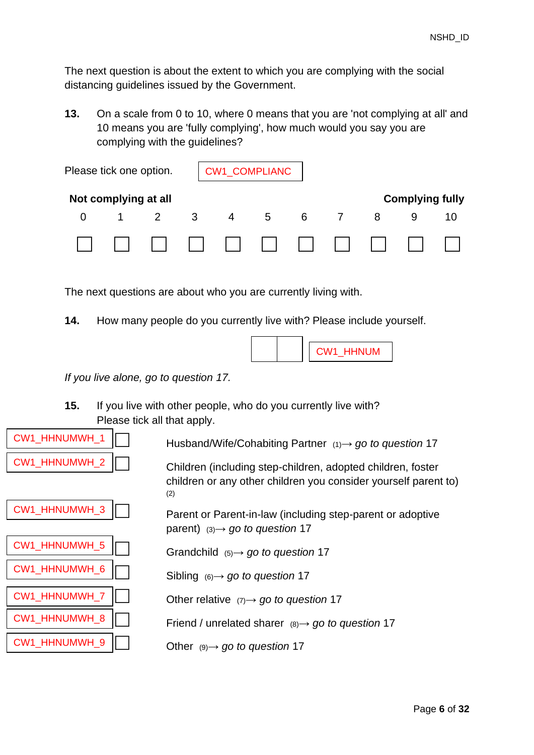NSHD_ID

The next question is about the extent to which you are complying with the social distancing guidelines issued by the Government.

**13.** On a scale from 0 to 10, where 0 means that you are 'not complying at all' and 10 means you are 'fully complying', how much would you say you are complying with the guidelines?

Please tick one option. CW1_COMPLIANC

| **Not complying at all** | | | | | | | | | | **Complying fully** |
|---|---|---|---|---|---|---|---|---|---|---|
| 0 | 1 | 2 | 3 | 4 | 5 | 6 | 7 | 8 | 9 | 10 |
| ☐ | ☐ | ☐ | ☐ | ☐ | ☐ | ☐ | ☐ | ☐ | ☐ | ☐ |

The next questions are about who you are currently living with.

**14.** How many people do you currently live with? Please include yourself.

☐☐ CW1_HHNUM

*If you live alone, go to question 17.*

**15.** If you live with other people, who do you currently live with?
Please tick all that apply.

- CW1_HHNUMWH_1 ☐ Husband/Wife/Cohabiting Partner (1)→ *go to question* 17
- CW1_HHNUMWH_2 ☐ Children (including step-children, adopted children, foster children or any other children you consider yourself parent to) (2)
- CW1_HHNUMWH_3 ☐ Parent or Parent-in-law (including step-parent or adoptive parent) (3)→ *go to question* 17
- CW1_HHNUMWH_5 ☐ Grandchild (5)→ *go to question* 17
- CW1_HHNUMWH_6 ☐ Sibling (6)→ *go to question* 17
- CW1_HHNUMWH_7 ☐ Other relative (7)→ *go to question* 17
- CW1_HHNUMWH_8 ☐ Friend / unrelated sharer (8)→ *go to question* 17
- CW1_HHNUMWH_9 ☐ Other (9)→ *go to question* 17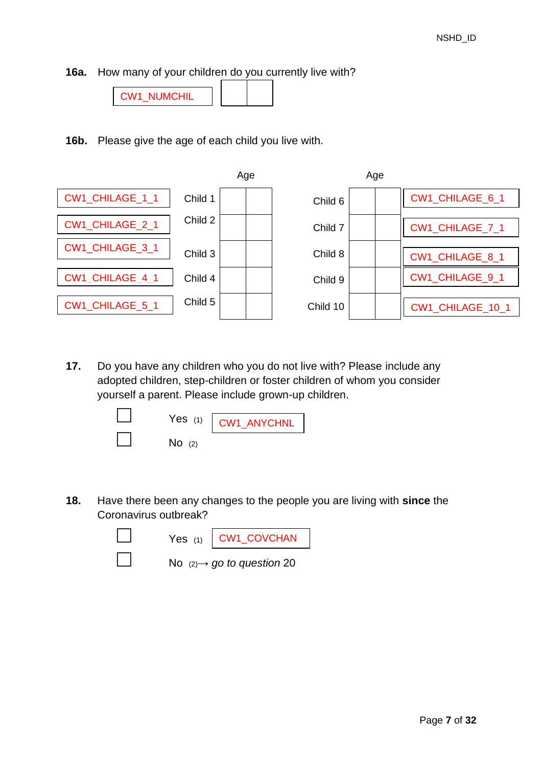**16a.** How many of your children do you currently live with?

CW1_NUMCHIL

**16b.** Please give the age of each child you live with.

| | | Age | | Age | |
|---|---|---|---|---|---|
| CW1_CHILAGE_1_1 | Child 1 | | Child 6 | | CW1_CHILAGE_6_1 |
| CW1_CHILAGE_2_1 | Child 2 | | Child 7 | | CW1_CHILAGE_7_1 |
| CW1_CHILAGE_3_1 | Child 3 | | Child 8 | | CW1_CHILAGE_8_1 |
| CW1_CHILAGE_4_1 | Child 4 | | Child 9 | | CW1_CHILAGE_9_1 |
| CW1_CHILAGE_5_1 | Child 5 | | Child 10 | | CW1_CHILAGE_10_1 |

**17.** Do you have any children who you do not live with? Please include any adopted children, step-children or foster children of whom you consider yourself a parent. Please include grown-up children.

☐ Yes (1) CW1_ANYCHNL

☐ No (2)

**18.** Have there been any changes to the people you are living with **since** the Coronavirus outbreak?

☐ Yes (1) CW1_COVCHAN

☐ No (2)→ *go to question* 20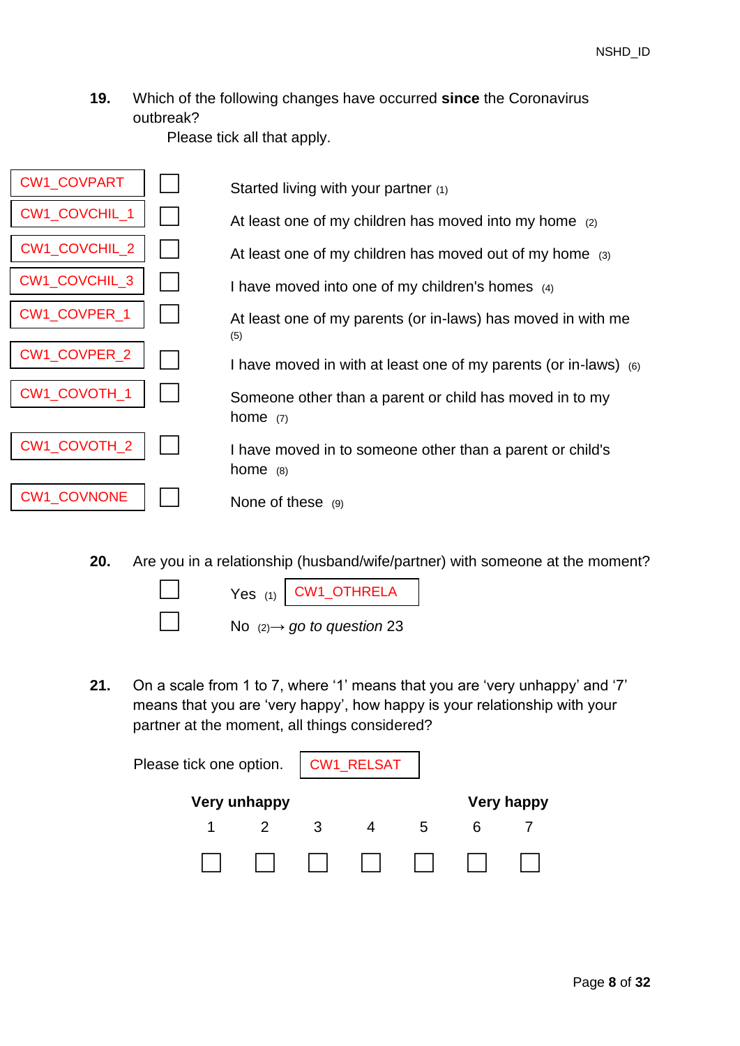NSHD_ID

**19.** Which of the following changes have occurred **since** the Coronavirus outbreak?

Please tick all that apply.

| | | |
|---|---|---|
| CW1_COVPART | ☐ | Started living with your partner (1) |
| CW1_COVCHIL_1 | ☐ | At least one of my children has moved into my home (2) |
| CW1_COVCHIL_2 | ☐ | At least one of my children has moved out of my home (3) |
| CW1_COVCHIL_3 | ☐ | I have moved into one of my children's homes (4) |
| CW1_COVPER_1 | ☐ | At least one of my parents (or in-laws) has moved in with me (5) |
| CW1_COVPER_2 | ☐ | I have moved in with at least one of my parents (or in-laws) (6) |
| CW1_COVOTH_1 | ☐ | Someone other than a parent or child has moved in to my home (7) |
| CW1_COVOTH_2 | ☐ | I have moved in to someone other than a parent or child's home (8) |
| CW1_COVNONE | ☐ | None of these (9) |

**20.** Are you in a relationship (husband/wife/partner) with someone at the moment?

☐ Yes (1) CW1_OTHRELA

☐ No (2)→ *go to question* 23

**21.** On a scale from 1 to 7, where '1' means that you are 'very unhappy' and '7' means that you are 'very happy', how happy is your relationship with your partner at the moment, all things considered?

Please tick one option. CW1_RELSAT

| **Very unhappy** | | | | | | **Very happy** |
|---|---|---|---|---|---|---|
| 1 | 2 | 3 | 4 | 5 | 6 | 7 |
| ☐ | ☐ | ☐ | ☐ | ☐ | ☐ | ☐ |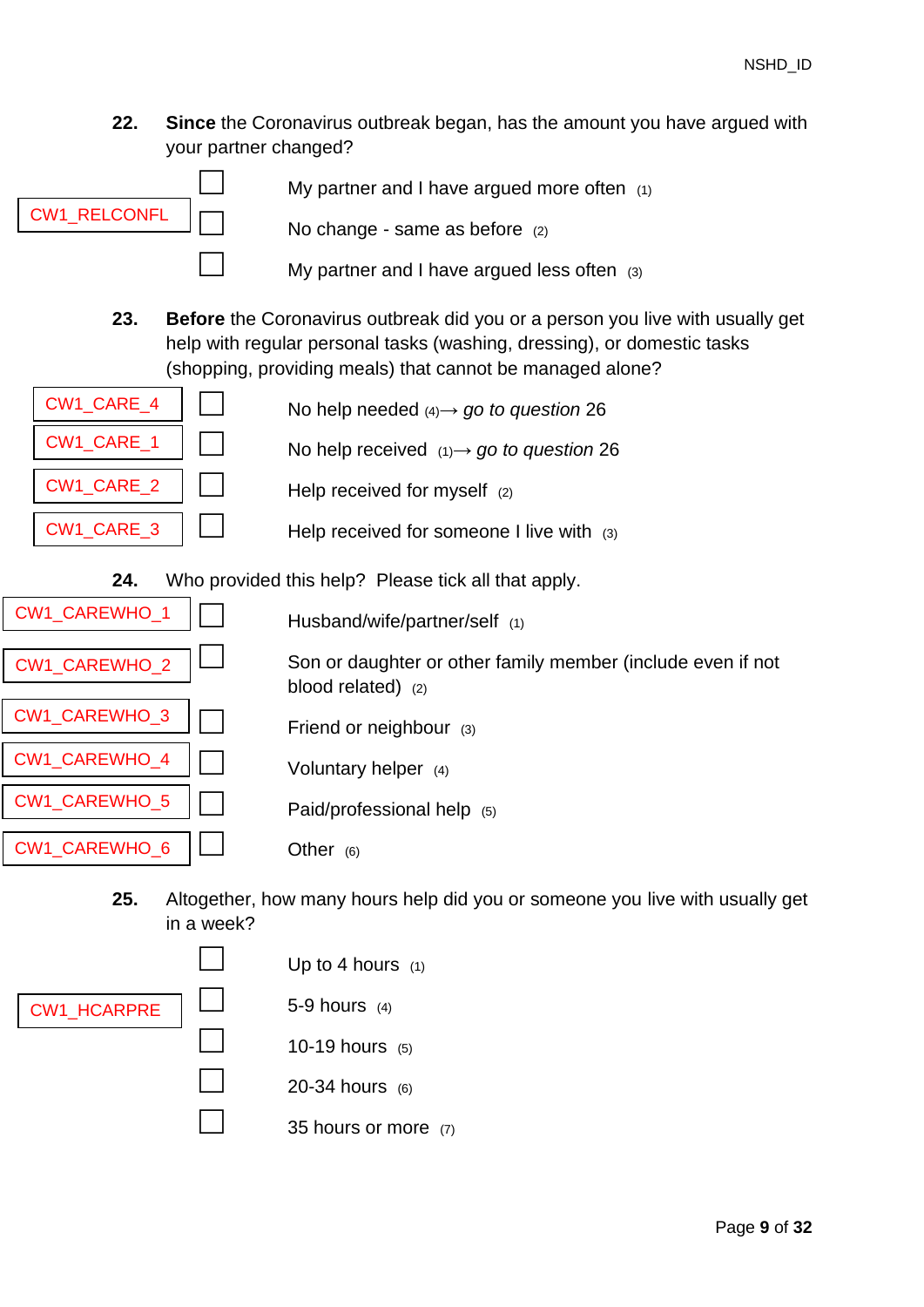**22.** **Since** the Coronavirus outbreak began, has the amount you have argued with your partner changed?

CW1_RELCONFL

- ☐ My partner and I have argued more often (1)
- ☐ No change - same as before (2)
- ☐ My partner and I have argued less often (3)

**23.** **Before** the Coronavirus outbreak did you or a person you live with usually get help with regular personal tasks (washing, dressing), or domestic tasks (shopping, providing meals) that cannot be managed alone?

- CW1_CARE_4 ☐ No help needed (4)→ *go to question* 26
- CW1_CARE_1 ☐ No help received (1)→ *go to question* 26
- CW1_CARE_2 ☐ Help received for myself (2)
- CW1_CARE_3 ☐ Help received for someone I live with (3)

**24.** Who provided this help? Please tick all that apply.

- CW1_CAREWHO_1 ☐ Husband/wife/partner/self (1)
- CW1_CAREWHO_2 ☐ Son or daughter or other family member (include even if not blood related) (2)
- CW1_CAREWHO_3 ☐ Friend or neighbour (3)
- CW1_CAREWHO_4 ☐ Voluntary helper (4)
- CW1_CAREWHO_5 ☐ Paid/professional help (5)
- CW1_CAREWHO_6 ☐ Other (6)

**25.** Altogether, how many hours help did you or someone you live with usually get in a week?

CW1_HCARPRE

- ☐ Up to 4 hours (1)
- ☐ 5-9 hours (4)
- ☐ 10-19 hours (5)
- ☐ 20-34 hours (6)
- ☐ 35 hours or more (7)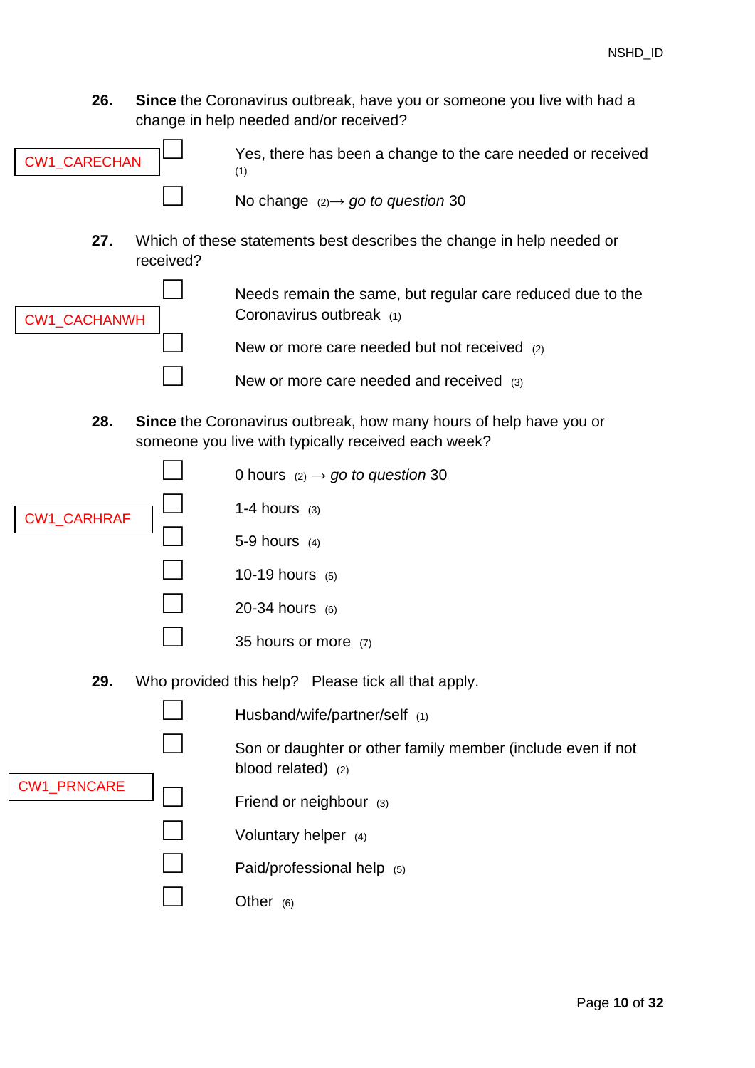NSHD_ID

**26.** **Since** the Coronavirus outbreak, have you or someone you live with had a change in help needed and/or received?

CW1_CARECHAN

- ☐ Yes, there has been a change to the care needed or received (1)
- ☐ No change (2)→ *go to question* 30

**27.** Which of these statements best describes the change in help needed or received?

CW1_CACHANWH

- ☐ Needs remain the same, but regular care reduced due to the Coronavirus outbreak (1)
- ☐ New or more care needed but not received (2)
- ☐ New or more care needed and received (3)

**28.** **Since** the Coronavirus outbreak, how many hours of help have you or someone you live with typically received each week?

CW1_CARHRAF

- ☐ 0 hours (2) → *go to question* 30
- ☐ 1-4 hours (3)
- ☐ 5-9 hours (4)
- ☐ 10-19 hours (5)
- ☐ 20-34 hours (6)
- ☐ 35 hours or more (7)

**29.** Who provided this help? Please tick all that apply.

CW1_PRNCARE

- ☐ Husband/wife/partner/self (1)
- ☐ Son or daughter or other family member (include even if not blood related) (2)
- ☐ Friend or neighbour (3)
- ☐ Voluntary helper (4)
- ☐ Paid/professional help (5)
- ☐ Other (6)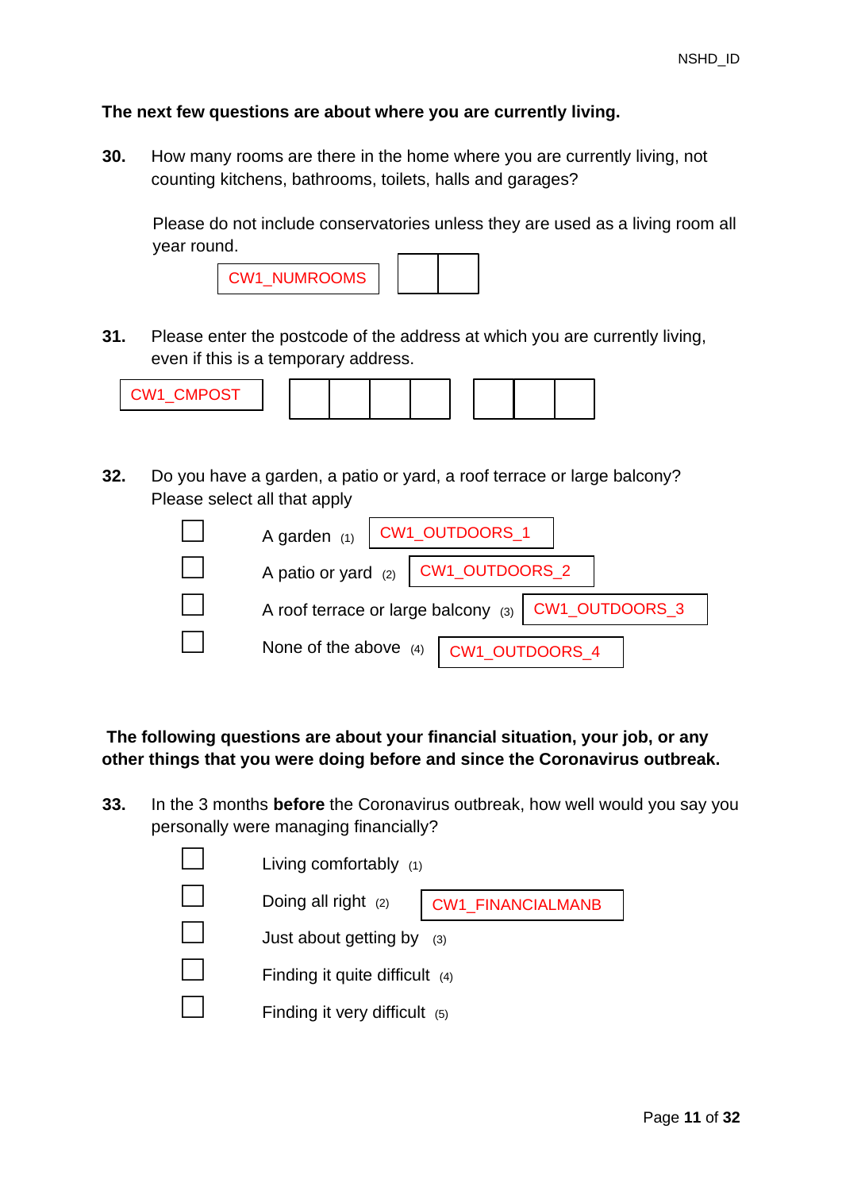**The next few questions are about where you are currently living.**

**30.** How many rooms are there in the home where you are currently living, not counting kitchens, bathrooms, toilets, halls and garages?

Please do not include conservatories unless they are used as a living room all year round.

CW1_NUMROOMS ☐☐

**31.** Please enter the postcode of the address at which you are currently living, even if this is a temporary address.

CW1_CMPOST ☐☐☐☐ ☐☐☐

**32.** Do you have a garden, a patio or yard, a roof terrace or large balcony? Please select all that apply

- ☐ A garden (1) CW1_OUTDOORS_1
- ☐ A patio or yard (2) CW1_OUTDOORS_2
- ☐ A roof terrace or large balcony (3) CW1_OUTDOORS_3
- ☐ None of the above (4) CW1_OUTDOORS_4

**The following questions are about your financial situation, your job, or any other things that you were doing before and since the Coronavirus outbreak.**

**33.** In the 3 months **before** the Coronavirus outbreak, how well would you say you personally were managing financially?

CW1_FINANCIALMANB

- ☐ Living comfortably (1)
- ☐ Doing all right (2)
- ☐ Just about getting by (3)
- ☐ Finding it quite difficult (4)
- ☐ Finding it very difficult (5)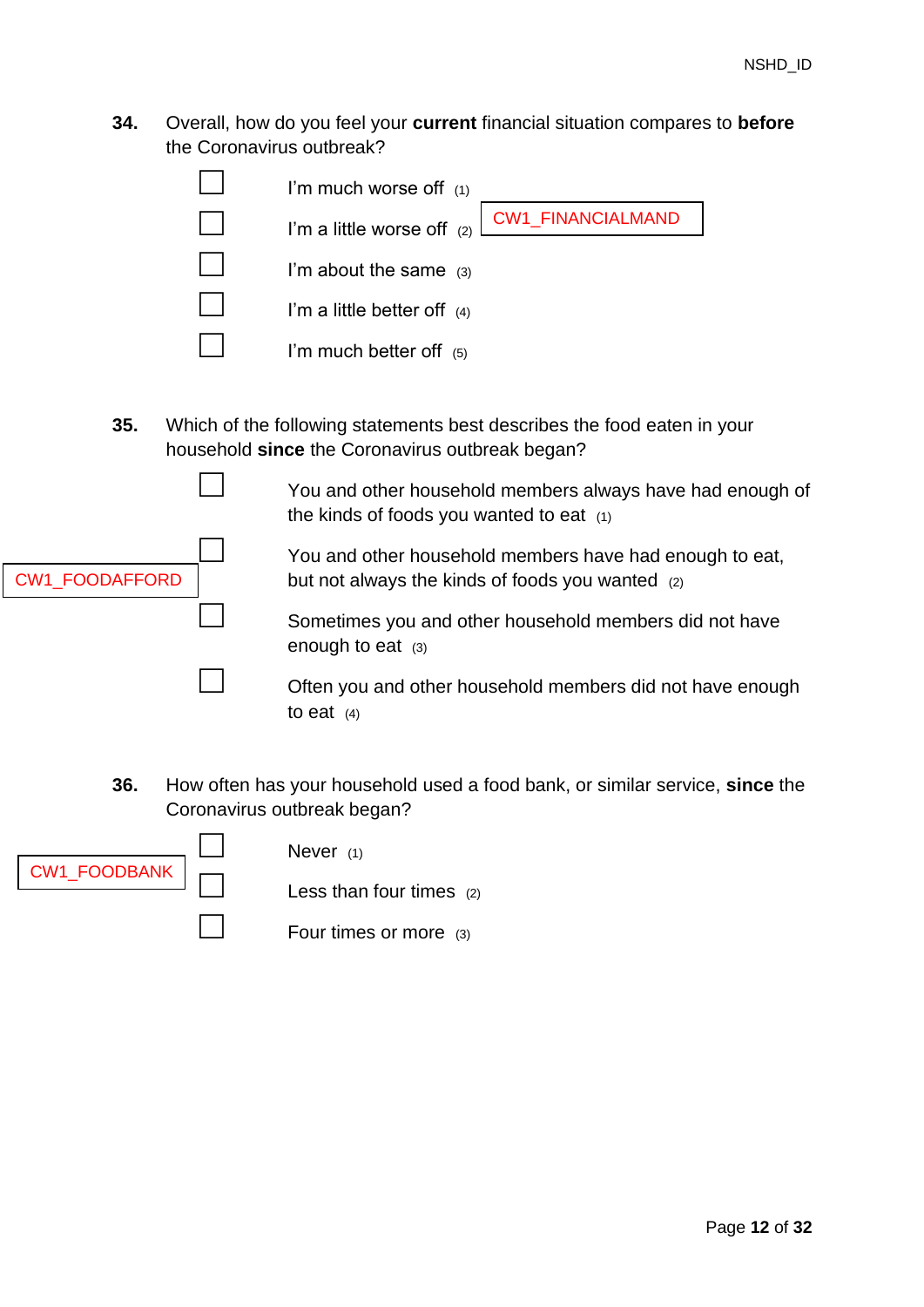**34.** Overall, how do you feel your **current** financial situation compares to **before** the Coronavirus outbreak?

CW1_FINANCIALMAND

- ☐ I'm much worse off (1)
- ☐ I'm a little worse off (2)
- ☐ I'm about the same (3)
- ☐ I'm a little better off (4)
- ☐ I'm much better off (5)

**35.** Which of the following statements best describes the food eaten in your household **since** the Coronavirus outbreak began?

CW1_FOODAFFORD

- ☐ You and other household members always have had enough of the kinds of foods you wanted to eat (1)
- ☐ You and other household members have had enough to eat, but not always the kinds of foods you wanted (2)
- ☐ Sometimes you and other household members did not have enough to eat (3)
- ☐ Often you and other household members did not have enough to eat (4)

**36.** How often has your household used a food bank, or similar service, **since** the Coronavirus outbreak began?

CW1_FOODBANK

- ☐ Never (1)
- ☐ Less than four times (2)
- ☐ Four times or more (3)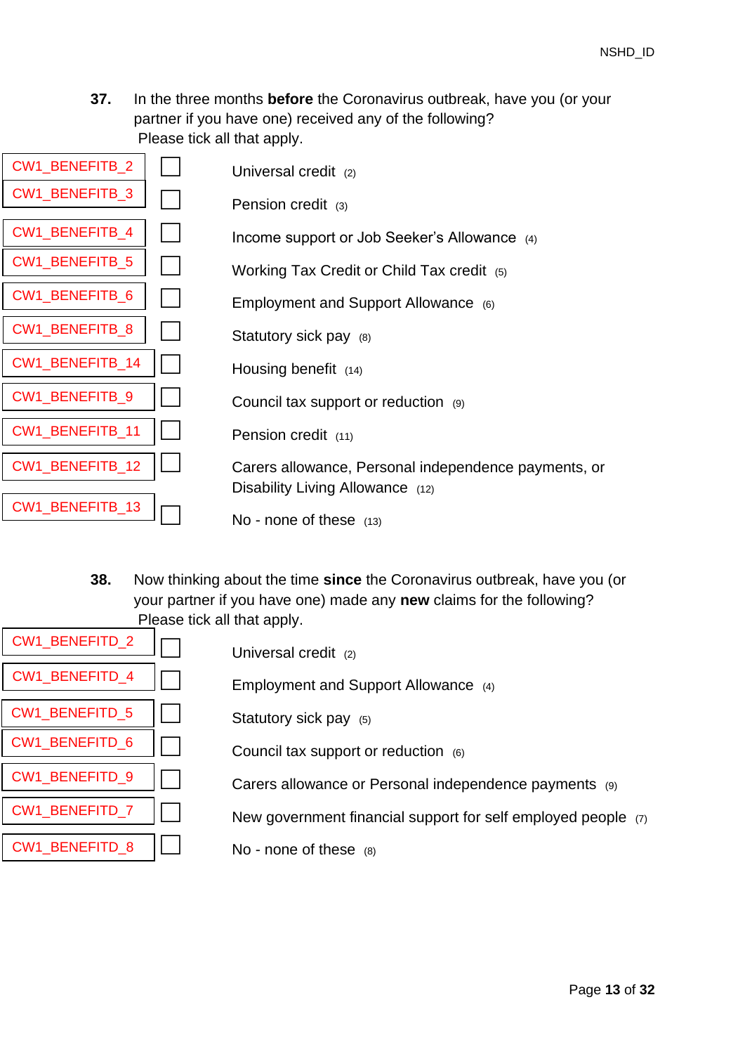NSHD_ID

**37.** In the three months **before** the Coronavirus outbreak, have you (or your partner if you have one) received any of the following?
Please tick all that apply.

| Variable | | Option |
|---|---|---|
| CW1_BENEFITB_2 | ☐ | Universal credit (2) |
| CW1_BENEFITB_3 | ☐ | Pension credit (3) |
| CW1_BENEFITB_4 | ☐ | Income support or Job Seeker's Allowance (4) |
| CW1_BENEFITB_5 | ☐ | Working Tax Credit or Child Tax credit (5) |
| CW1_BENEFITB_6 | ☐ | Employment and Support Allowance (6) |
| CW1_BENEFITB_8 | ☐ | Statutory sick pay (8) |
| CW1_BENEFITB_14 | ☐ | Housing benefit (14) |
| CW1_BENEFITB_9 | ☐ | Council tax support or reduction (9) |
| CW1_BENEFITB_11 | ☐ | Pension credit (11) |
| CW1_BENEFITB_12 | ☐ | Carers allowance, Personal independence payments, or Disability Living Allowance (12) |
| CW1_BENEFITB_13 | ☐ | No - none of these (13) |

**38.** Now thinking about the time **since** the Coronavirus outbreak, have you (or your partner if you have one) made any **new** claims for the following?
Please tick all that apply.

| Variable | | Option |
|---|---|---|
| CW1_BENEFITD_2 | ☐ | Universal credit (2) |
| CW1_BENEFITD_4 | ☐ | Employment and Support Allowance (4) |
| CW1_BENEFITD_5 | ☐ | Statutory sick pay (5) |
| CW1_BENEFITD_6 | ☐ | Council tax support or reduction (6) |
| CW1_BENEFITD_9 | ☐ | Carers allowance or Personal independence payments (9) |
| CW1_BENEFITD_7 | ☐ | New government financial support for self employed people (7) |
| CW1_BENEFITD_8 | ☐ | No - none of these (8) |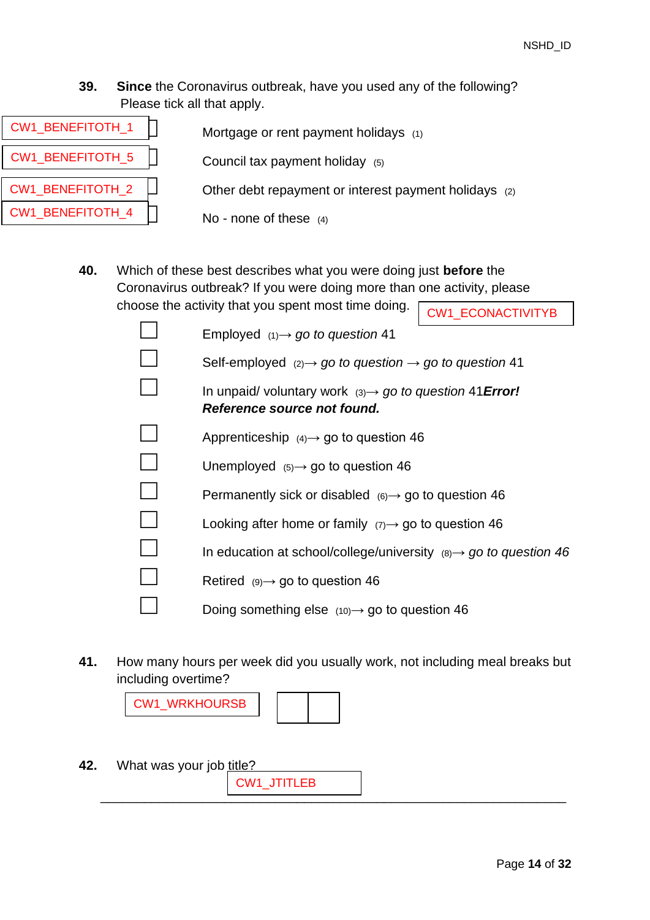**39.** **Since** the Coronavirus outbreak, have you used any of the following?
Please tick all that apply.

CW1_BENEFITOTH_1 ☐ Mortgage or rent payment holidays (1)

CW1_BENEFITOTH_5 ☐ Council tax payment holiday (5)

CW1_BENEFITOTH_2 ☐ Other debt repayment or interest payment holidays (2)

CW1_BENEFITOTH_4 ☐ No - none of these (4)

**40.** Which of these best describes what you were doing just **before** the Coronavirus outbreak? If you were doing more than one activity, please choose the activity that you spent most time doing. CW1_ECONACTIVITYB

☐ Employed (1)→ *go to question* 41

☐ Self-employed (2)→ *go to question* → *go to question* 41

☐ In unpaid/ voluntary work (3)→ *go to question* 41***Error! Reference source not found.***

☐ Apprenticeship (4)→ go to question 46

☐ Unemployed (5)→ go to question 46

☐ Permanently sick or disabled (6)→ go to question 46

☐ Looking after home or family (7)→ go to question 46

☐ In education at school/college/university (8)→ *go to question 46*

☐ Retired (9)→ go to question 46

☐ Doing something else (10)→ go to question 46

**41.** How many hours per week did you usually work, not including meal breaks but including overtime?

CW1_WRKHOURSB ☐☐

**42.** What was your job title?

CW1_JTITLEB

\_\_\_\_\_\_\_\_\_\_\_\_\_\_\_\_\_\_\_\_\_\_\_\_\_\_\_\_\_\_\_\_\_\_\_\_\_\_\_\_\_\_\_\_\_\_\_\_\_\_\_\_\_\_\_\_\_\_\_\_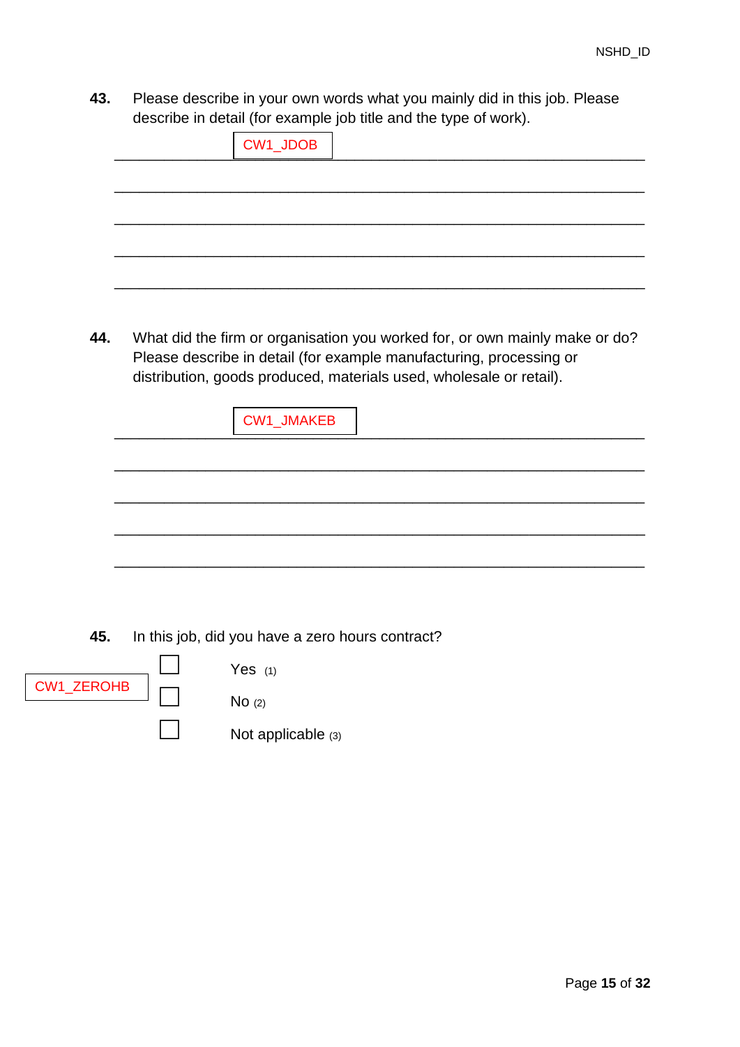**43.** Please describe in your own words what you mainly did in this job. Please describe in detail (for example job title and the type of work).

CW1_JDOB

_______________________________________________________________

_______________________________________________________________

_______________________________________________________________

_______________________________________________________________

_______________________________________________________________

**44.** What did the firm or organisation you worked for, or own mainly make or do? Please describe in detail (for example manufacturing, processing or distribution, goods produced, materials used, wholesale or retail).

CW1_JMAKEB

_______________________________________________________________

_______________________________________________________________

_______________________________________________________________

_______________________________________________________________

_______________________________________________________________

**45.** In this job, did you have a zero hours contract?

CW1_ZEROHB

- ☐ Yes (1)
- ☐ No (2)
- ☐ Not applicable (3)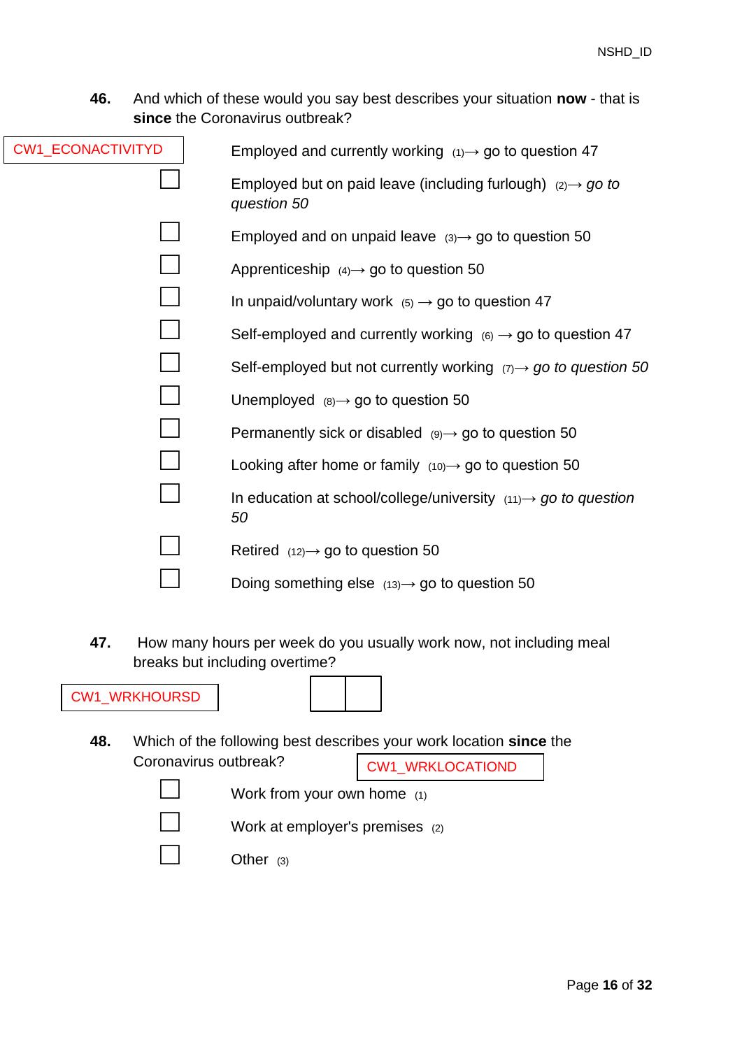**46.** And which of these would you say best describes your situation **now** - that is **since** the Coronavirus outbreak?

CW1_ECONACTIVITYD

- ☐ Employed and currently working (1)→ go to question 47
- ☐ Employed but on paid leave (including furlough) (2)→ *go to question 50*
- ☐ Employed and on unpaid leave (3)→ go to question 50
- ☐ Apprenticeship (4)→ go to question 50
- ☐ In unpaid/voluntary work (5) → go to question 47
- ☐ Self-employed and currently working (6) → go to question 47
- ☐ Self-employed but not currently working (7)→ *go to question 50*
- ☐ Unemployed (8)→ go to question 50
- ☐ Permanently sick or disabled (9)→ go to question 50
- ☐ Looking after home or family (10)→ go to question 50
- ☐ In education at school/college/university (11)→ *go to question 50*
- ☐ Retired (12)→ go to question 50
- ☐ Doing something else (13)→ go to question 50

**47.** How many hours per week do you usually work now, not including meal breaks but including overtime?

CW1_WRKHOURSD

☐☐

**48.** Which of the following best describes your work location **since** the Coronavirus outbreak?

CW1_WRKLOCATIOND

- ☐ Work from your own home (1)
- ☐ Work at employer's premises (2)
- ☐ Other (3)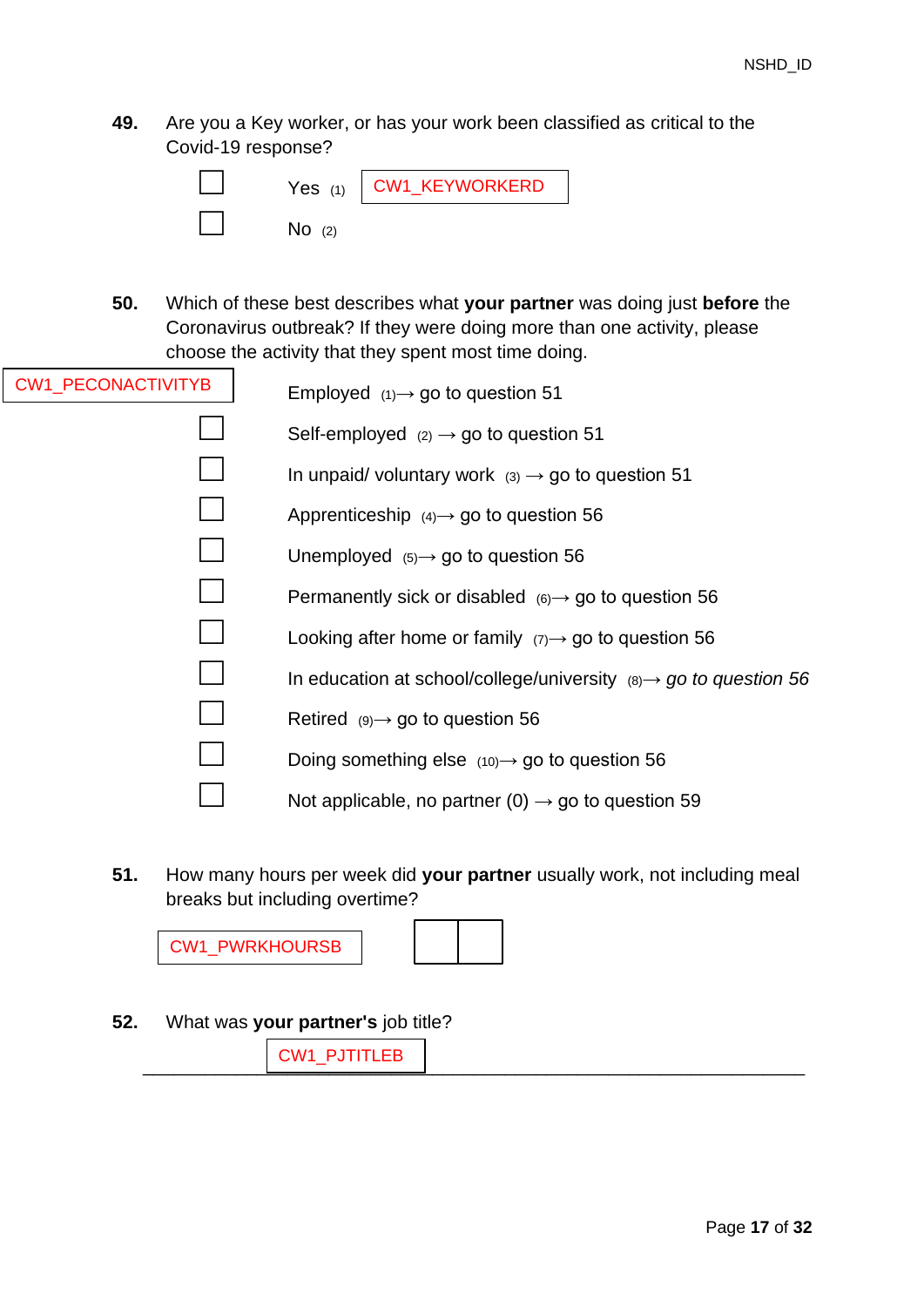NSHD_ID

**49.** Are you a Key worker, or has your work been classified as critical to the Covid-19 response?

CW1_KEYWORKERD

- ☐ Yes (1)
- ☐ No (2)

**50.** Which of these best describes what **your partner** was doing just **before** the Coronavirus outbreak? If they were doing more than one activity, please choose the activity that they spent most time doing.

CW1_PECONACTIVITYB

- Employed (1)→ go to question 51
- ☐ Self-employed (2) → go to question 51
- ☐ In unpaid/ voluntary work (3) → go to question 51
- ☐ Apprenticeship (4)→ go to question 56
- ☐ Unemployed (5)→ go to question 56
- ☐ Permanently sick or disabled (6)→ go to question 56
- ☐ Looking after home or family (7)→ go to question 56
- ☐ In education at school/college/university (8)→ *go to question 56*
- ☐ Retired (9)→ go to question 56
- ☐ Doing something else (10)→ go to question 56
- ☐ Not applicable, no partner (0) → go to question 59

**51.** How many hours per week did **your partner** usually work, not including meal breaks but including overtime?

CW1_PWRKHOURSB ☐☐

**52.** What was **your partner's** job title?

CW1_PJTITLEB

\_\_\_\_\_\_\_\_\_\_\_\_\_\_\_\_\_\_\_\_\_\_\_\_\_\_\_\_\_\_\_\_\_\_\_\_\_\_\_\_\_\_\_\_\_\_\_\_\_\_\_\_\_\_\_\_\_\_\_\_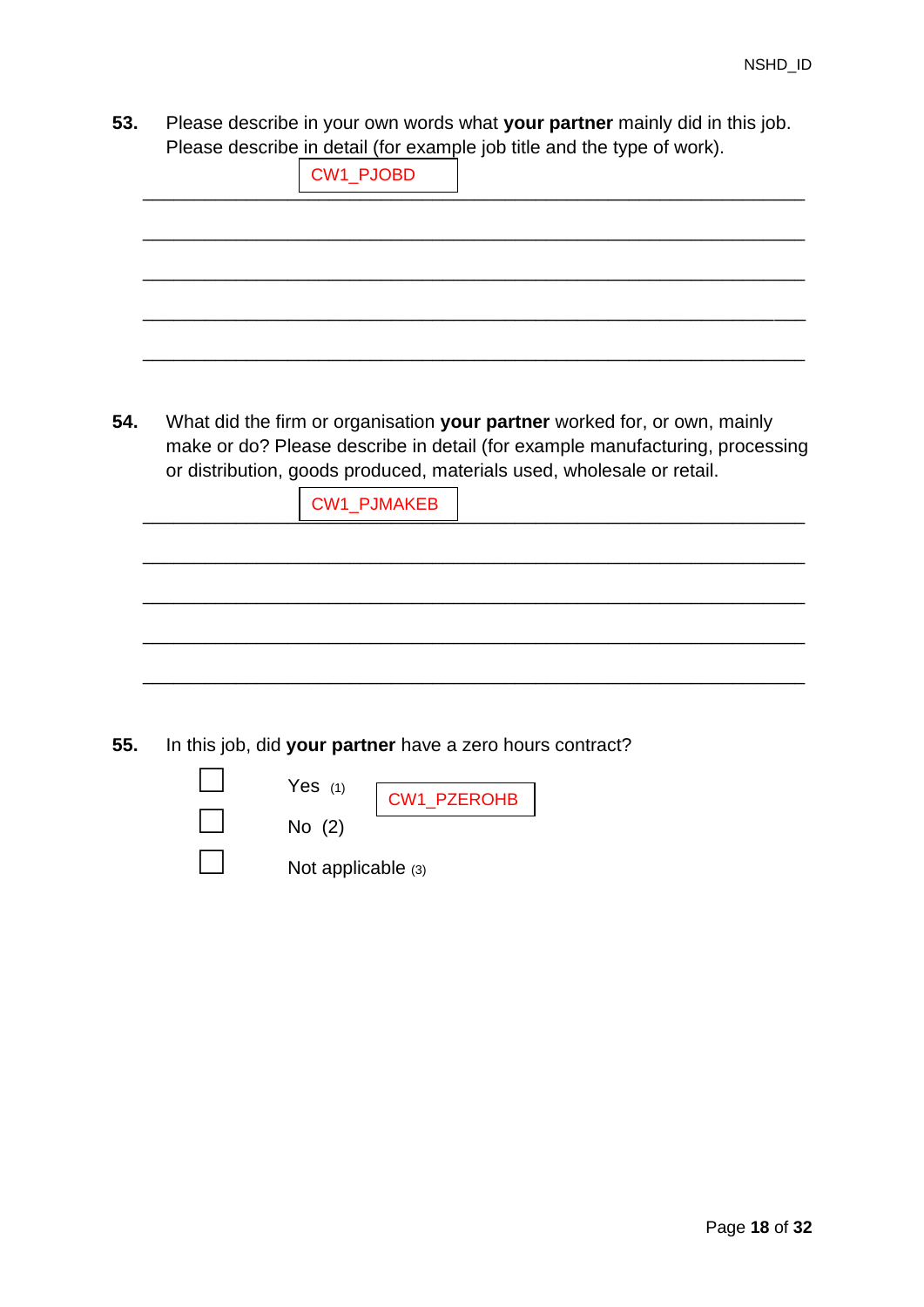**53.** Please describe in your own words what **your partner** mainly did in this job. Please describe in detail (for example job title and the type of work).

CW1_PJOBD

_______________________________________________________________

_______________________________________________________________

_______________________________________________________________

_______________________________________________________________

_______________________________________________________________

**54.** What did the firm or organisation **your partner** worked for, or own, mainly make or do? Please describe in detail (for example manufacturing, processing or distribution, goods produced, materials used, wholesale or retail.

CW1_PJMAKEB

_______________________________________________________________

_______________________________________________________________

_______________________________________________________________

_______________________________________________________________

_______________________________________________________________

**55.** In this job, did **your partner** have a zero hours contract?

CW1_PZEROHB

- ☐ Yes (1)
- ☐ No (2)
- ☐ Not applicable (3)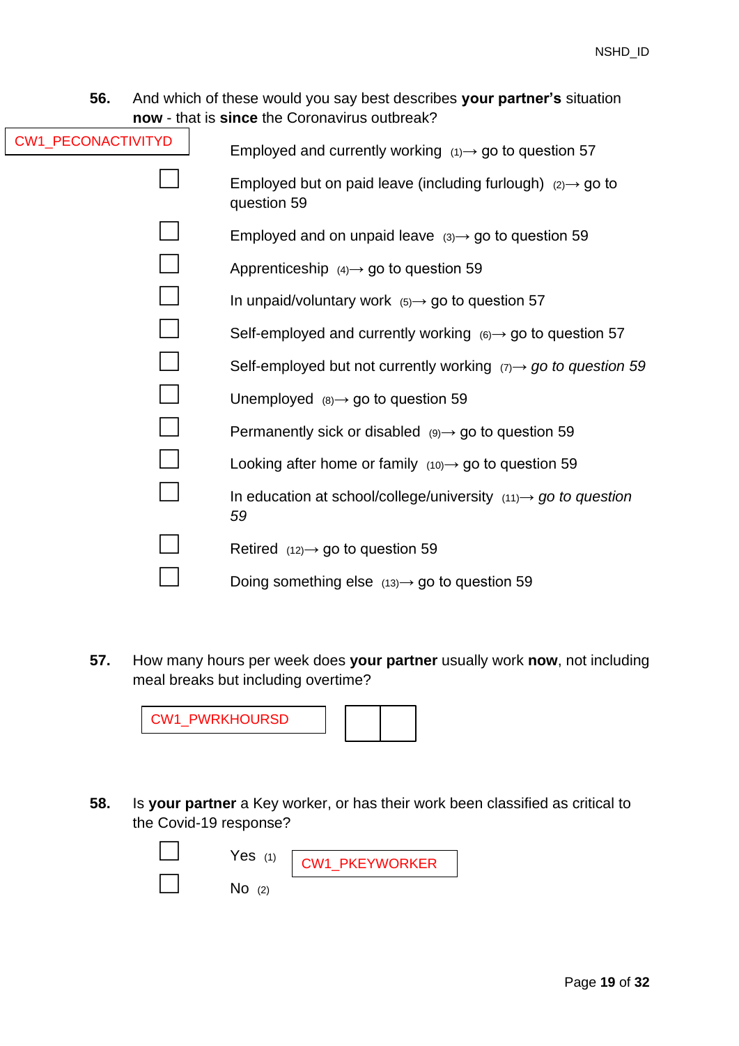**56.** And which of these would you say best describes **your partner's** situation **now** - that is **since** the Coronavirus outbreak?

CW1_PECONACTIVITYD

- ☐ Employed and currently working (1)→ go to question 57
- ☐ Employed but on paid leave (including furlough) (2)→ go to question 59
- ☐ Employed and on unpaid leave (3)→ go to question 59
- ☐ Apprenticeship (4)→ go to question 59
- ☐ In unpaid/voluntary work (5)→ go to question 57
- ☐ Self-employed and currently working (6)→ go to question 57
- ☐ Self-employed but not currently working (7)→ *go to question 59*
- ☐ Unemployed (8)→ go to question 59
- ☐ Permanently sick or disabled (9)→ go to question 59
- ☐ Looking after home or family (10)→ go to question 59
- ☐ In education at school/college/university (11)→ *go to question 59*
- ☐ Retired (12)→ go to question 59
- ☐ Doing something else (13)→ go to question 59

**57.** How many hours per week does **your partner** usually work **now**, not including meal breaks but including overtime?

CW1_PWRKHOURSD ☐☐

**58.** Is **your partner** a Key worker, or has their work been classified as critical to the Covid-19 response?

CW1_PKEYWORKER

- ☐ Yes (1)
- ☐ No (2)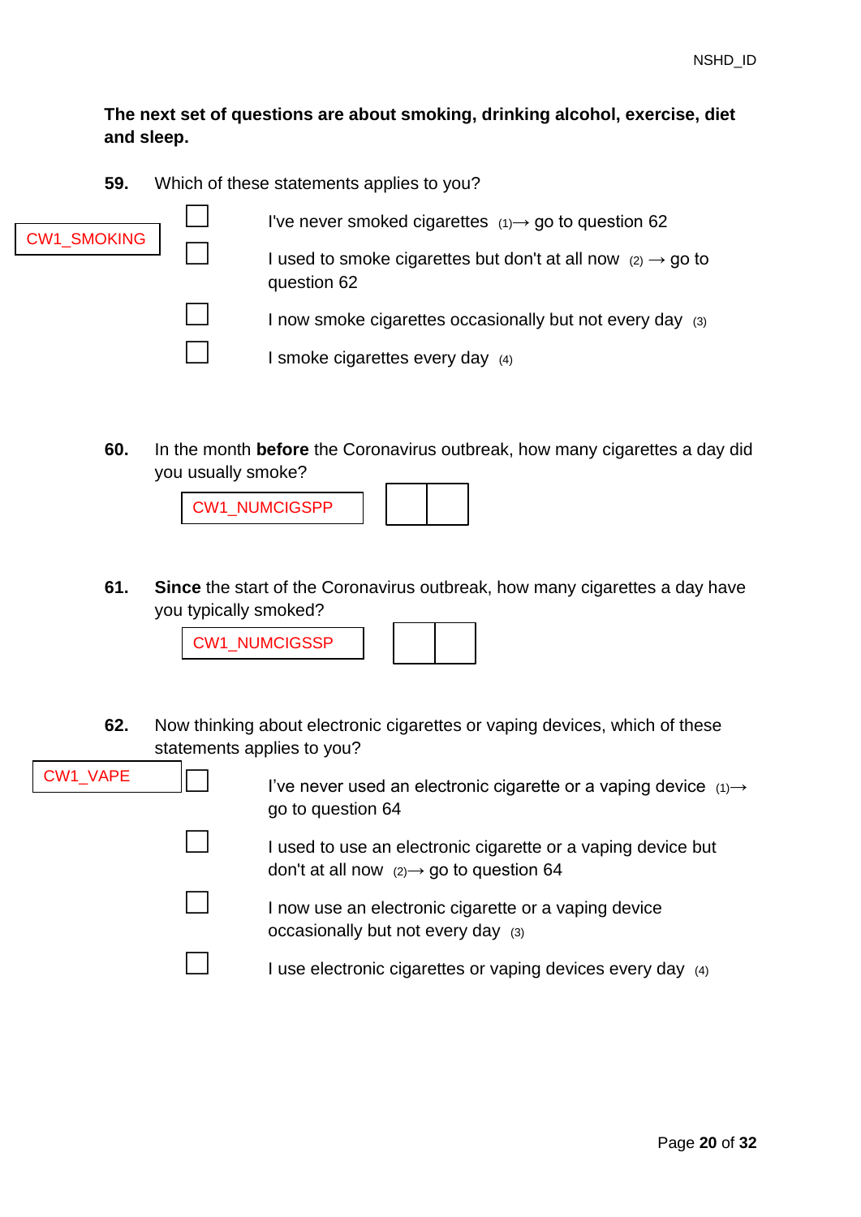**The next set of questions are about smoking, drinking alcohol, exercise, diet and sleep.**

**59.** Which of these statements applies to you?

CW1_SMOKING

- ☐ I've never smoked cigarettes (1)→ go to question 62
- ☐ I used to smoke cigarettes but don't at all now (2) → go to question 62
- ☐ I now smoke cigarettes occasionally but not every day (3)
- ☐ I smoke cigarettes every day (4)

**60.** In the month **before** the Coronavirus outbreak, how many cigarettes a day did you usually smoke?

CW1_NUMCIGSPP ☐☐

**61.** **Since** the start of the Coronavirus outbreak, how many cigarettes a day have you typically smoked?

CW1_NUMCIGSSP ☐☐

**62.** Now thinking about electronic cigarettes or vaping devices, which of these statements applies to you?

CW1_VAPE

- ☐ I've never used an electronic cigarette or a vaping device (1)→ go to question 64
- ☐ I used to use an electronic cigarette or a vaping device but don't at all now (2)→ go to question 64
- ☐ I now use an electronic cigarette or a vaping device occasionally but not every day (3)
- ☐ I use electronic cigarettes or vaping devices every day (4)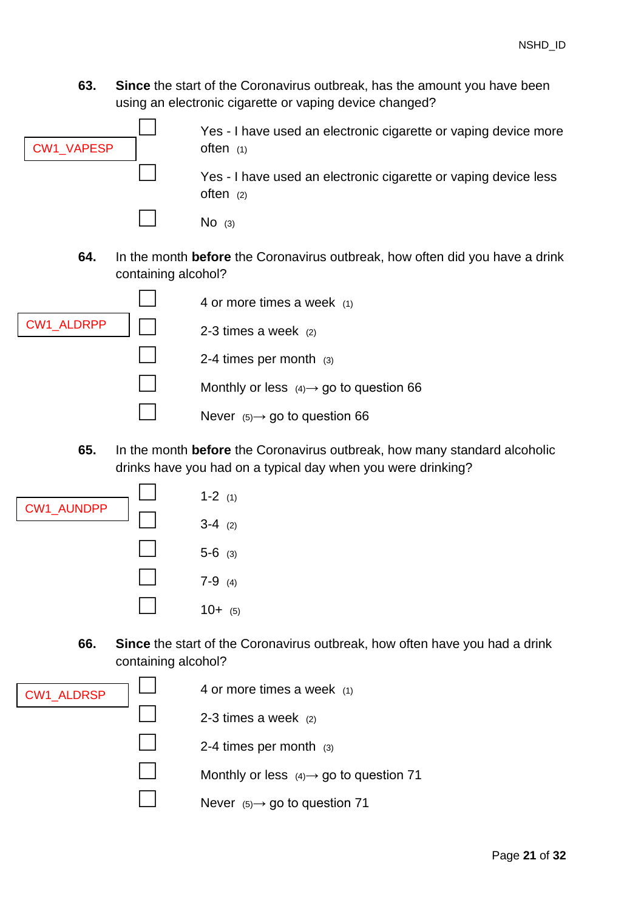**63.** **Since** the start of the Coronavirus outbreak, has the amount you have been using an electronic cigarette or vaping device changed?

CW1_VAPESP

- ☐ Yes - I have used an electronic cigarette or vaping device more often (1)
- ☐ Yes - I have used an electronic cigarette or vaping device less often (2)
- ☐ No (3)

**64.** In the month **before** the Coronavirus outbreak, how often did you have a drink containing alcohol?

CW1_ALDRPP

- ☐ 4 or more times a week (1)
- ☐ 2-3 times a week (2)
- ☐ 2-4 times per month (3)
- ☐ Monthly or less (4)→ go to question 66
- ☐ Never (5)→ go to question 66

**65.** In the month **before** the Coronavirus outbreak, how many standard alcoholic drinks have you had on a typical day when you were drinking?

CW1_AUNDPP

- ☐ 1-2 (1)
- ☐ 3-4 (2)
- ☐ 5-6 (3)
- ☐ 7-9 (4)
- ☐ 10+ (5)

**66.** **Since** the start of the Coronavirus outbreak, how often have you had a drink containing alcohol?

CW1_ALDRSP

- ☐ 4 or more times a week (1)
- ☐ 2-3 times a week (2)
- ☐ 2-4 times per month (3)
- ☐ Monthly or less (4)→ go to question 71
- ☐ Never (5)→ go to question 71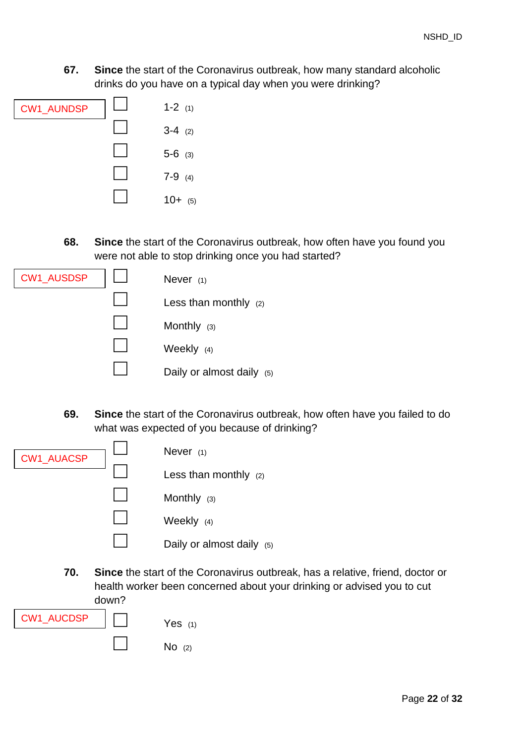**67. Since** the start of the Coronavirus outbreak, how many standard alcoholic drinks do you have on a typical day when you were drinking?

CW1_AUNDSP

- ☐ 1-2 (1)
- ☐ 3-4 (2)
- ☐ 5-6 (3)
- ☐ 7-9 (4)
- ☐ 10+ (5)

**68. Since** the start of the Coronavirus outbreak, how often have you found you were not able to stop drinking once you had started?

CW1_AUSDSP

- ☐ Never (1)
- ☐ Less than monthly (2)
- ☐ Monthly (3)
- ☐ Weekly (4)
- ☐ Daily or almost daily (5)

**69. Since** the start of the Coronavirus outbreak, how often have you failed to do what was expected of you because of drinking?

CW1_AUACSP

- ☐ Never (1)
- ☐ Less than monthly (2)
- ☐ Monthly (3)
- ☐ Weekly (4)
- ☐ Daily or almost daily (5)

**70. Since** the start of the Coronavirus outbreak, has a relative, friend, doctor or health worker been concerned about your drinking or advised you to cut down?

CW1_AUCDSP

- ☐ Yes (1)
- ☐ No (2)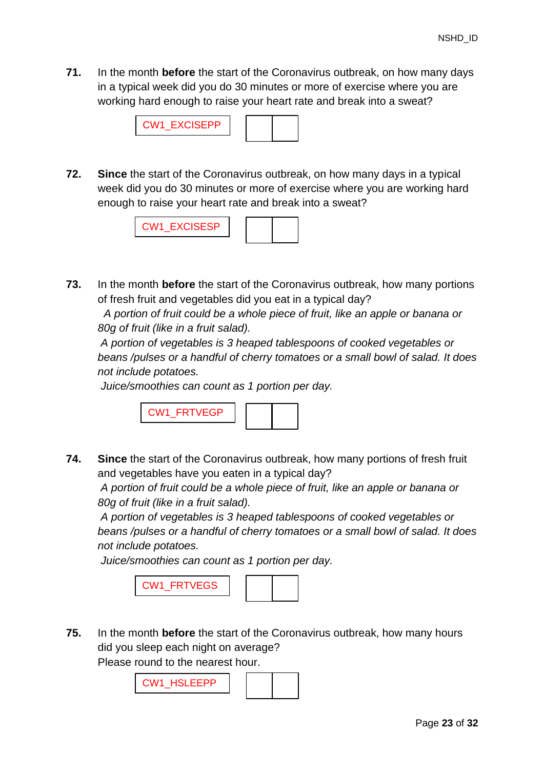**71.** In the month **before** the start of the Coronavirus outbreak, on how many days in a typical week did you do 30 minutes or more of exercise where you are working hard enough to raise your heart rate and break into a sweat?

CW1_EXCISEPP

| | |
|---|---|
| | |

**72.** **Since** the start of the Coronavirus outbreak, on how many days in a typical week did you do 30 minutes or more of exercise where you are working hard enough to raise your heart rate and break into a sweat?

CW1_EXCISESP

| | |
|---|---|
| | |

**73.** In the month **before** the start of the Coronavirus outbreak, how many portions of fresh fruit and vegetables did you eat in a typical day?

*A portion of fruit could be a whole piece of fruit, like an apple or banana or 80g of fruit (like in a fruit salad).*

*A portion of vegetables is 3 heaped tablespoons of cooked vegetables or beans /pulses or a handful of cherry tomatoes or a small bowl of salad. It does not include potatoes.*

*Juice/smoothies can count as 1 portion per day.*

CW1_FRTVEGP

| | |
|---|---|
| | |

**74.** **Since** the start of the Coronavirus outbreak, how many portions of fresh fruit and vegetables have you eaten in a typical day?

*A portion of fruit could be a whole piece of fruit, like an apple or banana or 80g of fruit (like in a fruit salad).*

*A portion of vegetables is 3 heaped tablespoons of cooked vegetables or beans /pulses or a handful of cherry tomatoes or a small bowl of salad. It does not include potatoes.*

*Juice/smoothies can count as 1 portion per day.*

CW1_FRTVEGS

| | |
|---|---|
| | |

**75.** In the month **before** the start of the Coronavirus outbreak, how many hours did you sleep each night on average?
Please round to the nearest hour.

CW1_HSLEEPP

| | |
|---|---|
| | |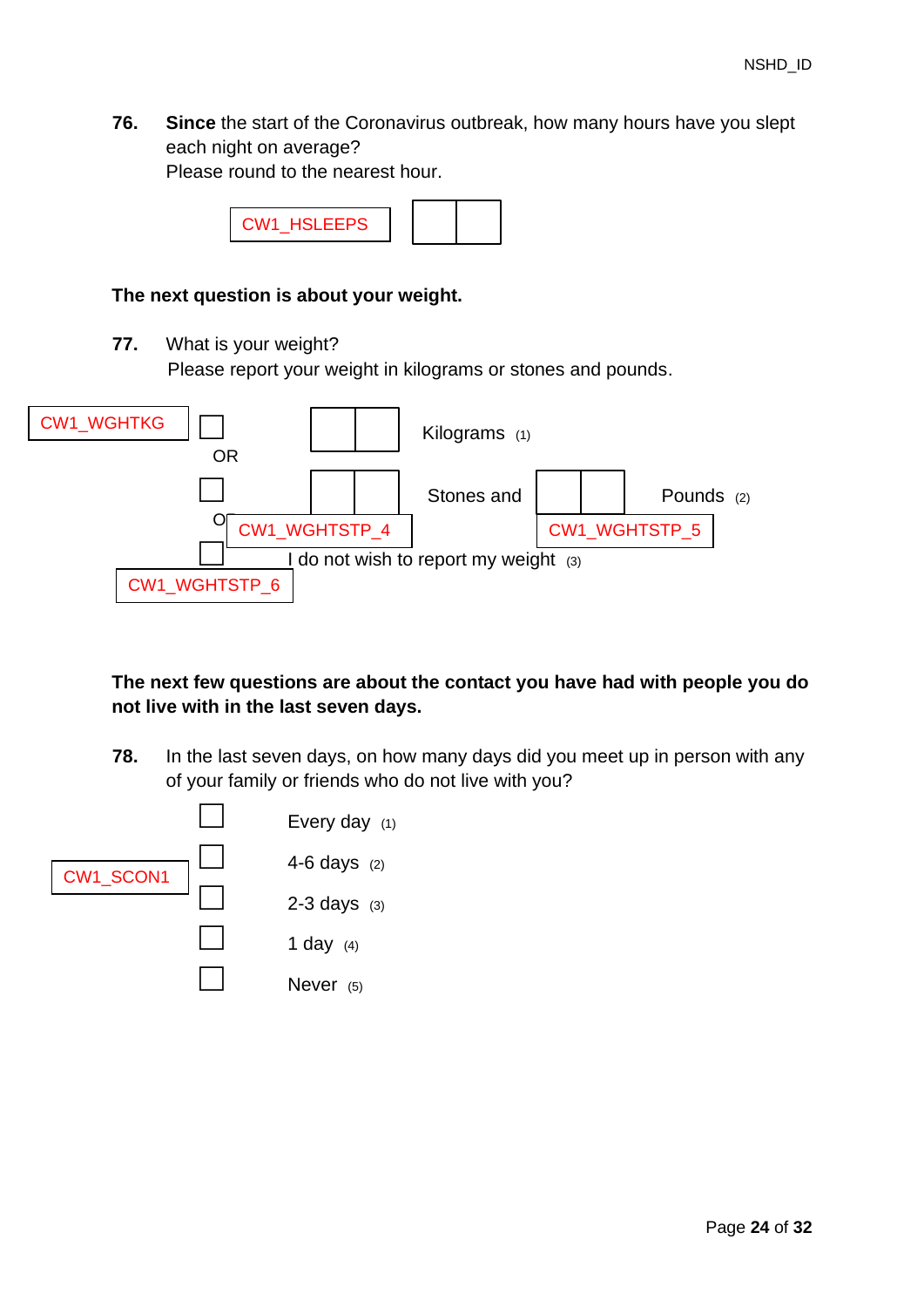**76.** **Since** the start of the Coronavirus outbreak, how many hours have you slept each night on average?
Please round to the nearest hour.

CW1_HSLEEPS ☐☐

**The next question is about your weight.**

**77.** What is your weight?
Please report your weight in kilograms or stones and pounds.

CW1_WGHTKG ☐ ☐☐ Kilograms (1)

OR

☐ ☐☐ Stones and ☐☐ Pounds (2)

CW1_WGHTSTP_4 CW1_WGHTSTP_5

OR

☐ I do not wish to report my weight (3)

CW1_WGHTSTP_6

**The next few questions are about the contact you have had with people you do not live with in the last seven days.**

**78.** In the last seven days, on how many days did you meet up in person with any of your family or friends who do not live with you?

CW1_SCON1

☐ Every day (1)

☐ 4-6 days (2)

☐ 2-3 days (3)

☐ 1 day (4)

☐ Never (5)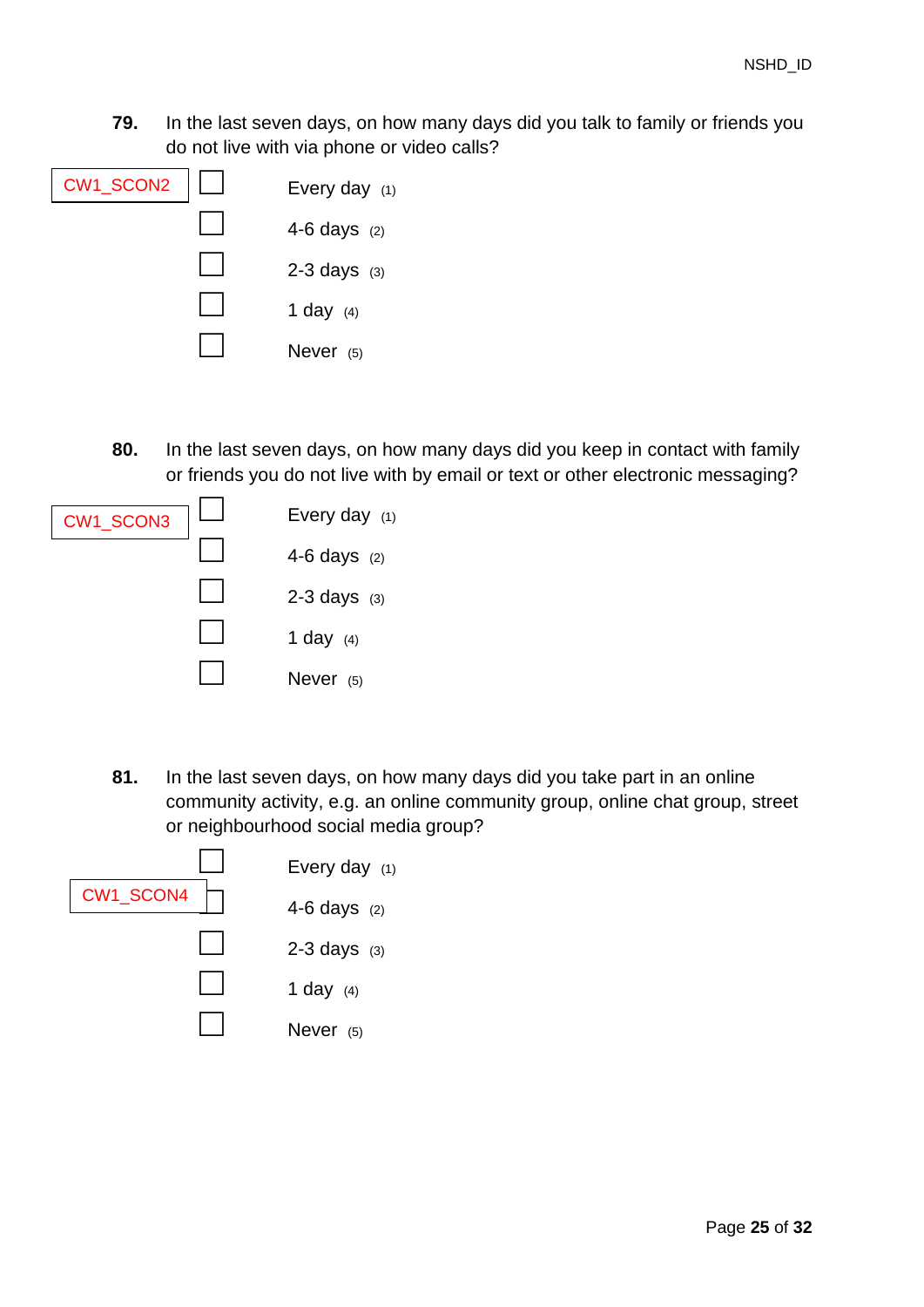**79.** In the last seven days, on how many days did you talk to family or friends you do not live with via phone or video calls?

CW1_SCON2

- ☐ Every day (1)
- ☐ 4-6 days (2)
- ☐ 2-3 days (3)
- ☐ 1 day (4)
- ☐ Never (5)

**80.** In the last seven days, on how many days did you keep in contact with family or friends you do not live with by email or text or other electronic messaging?

CW1_SCON3

- ☐ Every day (1)
- ☐ 4-6 days (2)
- ☐ 2-3 days (3)
- ☐ 1 day (4)
- ☐ Never (5)

**81.** In the last seven days, on how many days did you take part in an online community activity, e.g. an online community group, online chat group, street or neighbourhood social media group?

CW1_SCON4

- ☐ Every day (1)
- ☐ 4-6 days (2)
- ☐ 2-3 days (3)
- ☐ 1 day (4)
- ☐ Never (5)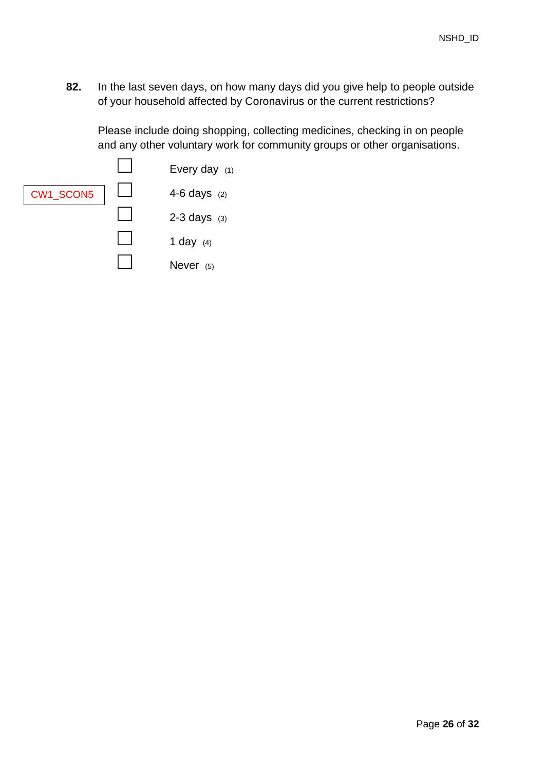**82.** In the last seven days, on how many days did you give help to people outside of your household affected by Coronavirus or the current restrictions?

Please include doing shopping, collecting medicines, checking in on people and any other voluntary work for community groups or other organisations.

CW1_SCON5

- ☐ Every day (1)
- ☐ 4-6 days (2)
- ☐ 2-3 days (3)
- ☐ 1 day (4)
- ☐ Never (5)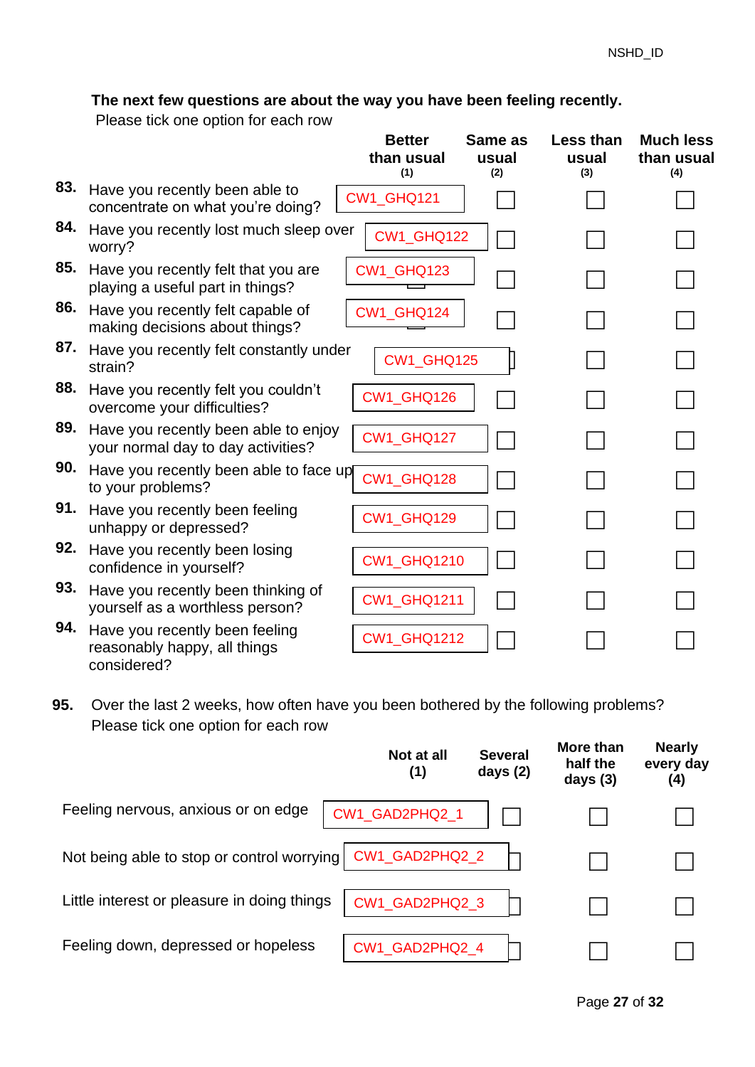NSHD_ID

**The next few questions are about the way you have been feeling recently.**
Please tick one option for each row

| | | Better than usual (1) | Same as usual (2) | Less than usual (3) | Much less than usual (4) |
|---|---|---|---|---|---|
| **83.** | Have you recently been able to concentrate on what you're doing? | CW1_GHQ121 | ☐ | ☐ | ☐ |
| **84.** | Have you recently lost much sleep over worry? | CW1_GHQ122 | ☐ | ☐ | ☐ |
| **85.** | Have you recently felt that you are playing a useful part in things? | CW1_GHQ123 | ☐ | ☐ | ☐ |
| **86.** | Have you recently felt capable of making decisions about things? | CW1_GHQ124 | ☐ | ☐ | ☐ |
| **87.** | Have you recently felt constantly under strain? | CW1_GHQ125 | | ☐ | ☐ |
| **88.** | Have you recently felt you couldn't overcome your difficulties? | CW1_GHQ126 | ☐ | ☐ | ☐ |
| **89.** | Have you recently been able to enjoy your normal day to day activities? | CW1_GHQ127 | ☐ | ☐ | ☐ |
| **90.** | Have you recently been able to face up to your problems? | CW1_GHQ128 | ☐ | ☐ | ☐ |
| **91.** | Have you recently been feeling unhappy or depressed? | CW1_GHQ129 | ☐ | ☐ | ☐ |
| **92.** | Have you recently been losing confidence in yourself? | CW1_GHQ1210 | ☐ | ☐ | ☐ |
| **93.** | Have you recently been thinking of yourself as a worthless person? | CW1_GHQ1211 | ☐ | ☐ | ☐ |
| **94.** | Have you recently been feeling reasonably happy, all things considered? | CW1_GHQ1212 | ☐ | ☐ | ☐ |

**95.** Over the last 2 weeks, how often have you been bothered by the following problems?
Please tick one option for each row

| | Not at all (1) | Several days (2) | More than half the days (3) | Nearly every day (4) |
|---|---|---|---|---|
| Feeling nervous, anxious or on edge | CW1_GAD2PHQ2_1 | ☐ | ☐ | ☐ |
| Not being able to stop or control worrying | CW1_GAD2PHQ2_2 | | ☐ | ☐ |
| Little interest or pleasure in doing things | CW1_GAD2PHQ2_3 | | ☐ | ☐ |
| Feeling down, depressed or hopeless | CW1_GAD2PHQ2_4 | | ☐ | ☐ |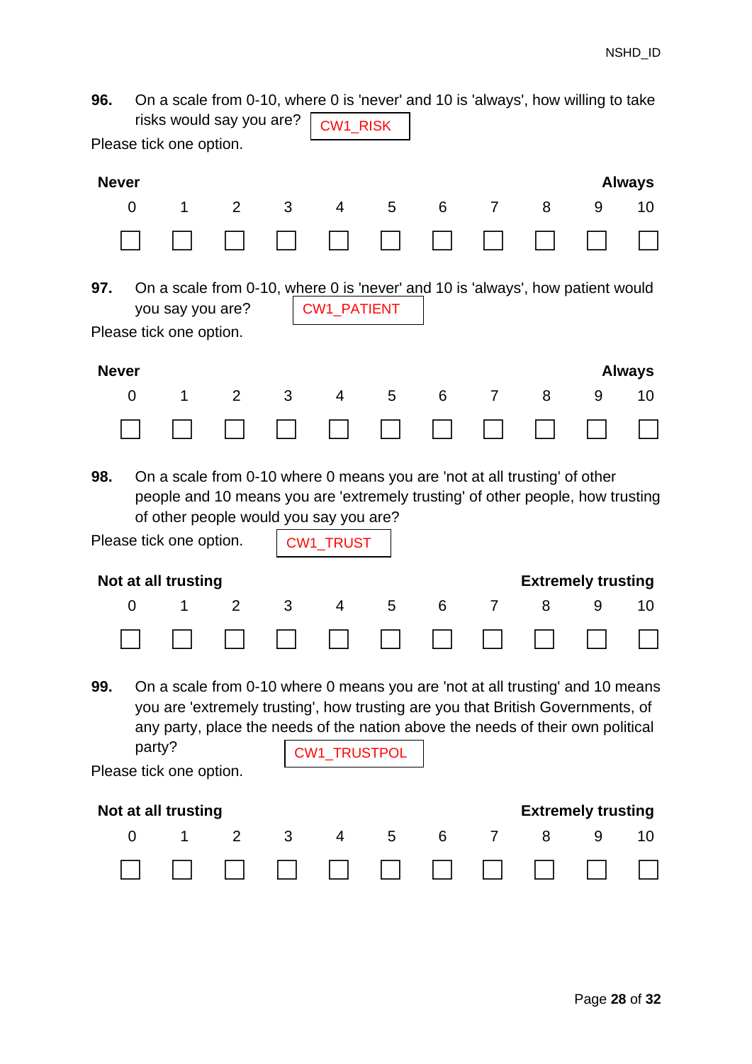**96.** On a scale from 0-10, where 0 is 'never' and 10 is 'always', how willing to take risks would say you are? CW1_RISK

Please tick one option.

| **Never** | | | | | | | | | | **Always** |
|---|---|---|---|---|---|---|---|---|---|---|
| 0 | 1 | 2 | 3 | 4 | 5 | 6 | 7 | 8 | 9 | 10 |
| ☐ | ☐ | ☐ | ☐ | ☐ | ☐ | ☐ | ☐ | ☐ | ☐ | ☐ |

**97.** On a scale from 0-10, where 0 is 'never' and 10 is 'always', how patient would you say you are? CW1_PATIENT

Please tick one option.

| **Never** | | | | | | | | | | **Always** |
|---|---|---|---|---|---|---|---|---|---|---|
| 0 | 1 | 2 | 3 | 4 | 5 | 6 | 7 | 8 | 9 | 10 |
| ☐ | ☐ | ☐ | ☐ | ☐ | ☐ | ☐ | ☐ | ☐ | ☐ | ☐ |

**98.** On a scale from 0-10 where 0 means you are 'not at all trusting' of other people and 10 means you are 'extremely trusting' of other people, how trusting of other people would you say you are?

Please tick one option. CW1_TRUST

| **Not at all trusting** | | | | | | | | | | **Extremely trusting** |
|---|---|---|---|---|---|---|---|---|---|---|
| 0 | 1 | 2 | 3 | 4 | 5 | 6 | 7 | 8 | 9 | 10 |
| ☐ | ☐ | ☐ | ☐ | ☐ | ☐ | ☐ | ☐ | ☐ | ☐ | ☐ |

**99.** On a scale from 0-10 where 0 means you are 'not at all trusting' and 10 means you are 'extremely trusting', how trusting are you that British Governments, of any party, place the needs of the nation above the needs of their own political party? CW1_TRUSTPOL

Please tick one option.

| **Not at all trusting** | | | | | | | | | | **Extremely trusting** |
|---|---|---|---|---|---|---|---|---|---|---|
| 0 | 1 | 2 | 3 | 4 | 5 | 6 | 7 | 8 | 9 | 10 |
| ☐ | ☐ | ☐ | ☐ | ☐ | ☐ | ☐ | ☐ | ☐ | ☐ | ☐ |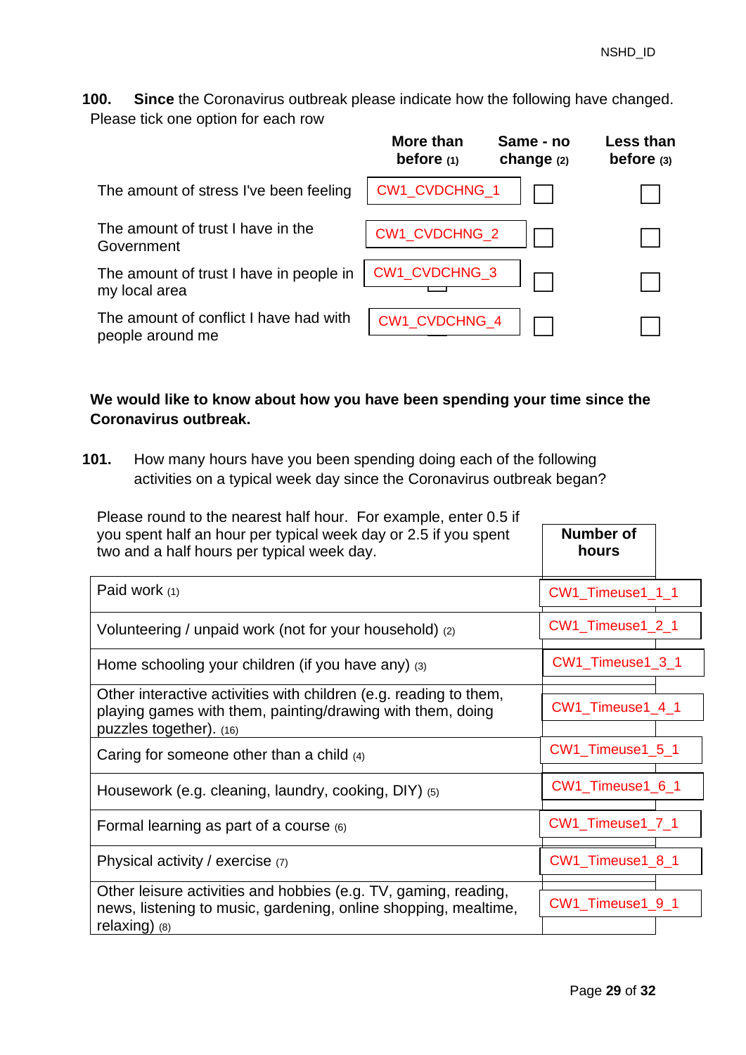NSHD_ID

**100. Since** the Coronavirus outbreak please indicate how the following have changed. Please tick one option for each row

| | More than before (1) | Same - no change (2) | Less than before (3) |
|---|---|---|---|
| The amount of stress I've been feeling | CW1_CVDCHNG_1 | ☐ | ☐ |
| The amount of trust I have in the Government | CW1_CVDCHNG_2 | ☐ | ☐ |
| The amount of trust I have in people in my local area | CW1_CVDCHNG_3 | ☐ | ☐ |
| The amount of conflict I have had with people around me | CW1_CVDCHNG_4 | ☐ | ☐ |

**We would like to know about how you have been spending your time since the Coronavirus outbreak.**

**101.** How many hours have you been spending doing each of the following activities on a typical week day since the Coronavirus outbreak began?

| Please round to the nearest half hour. For example, enter 0.5 if you spent half an hour per typical week day or 2.5 if you spent two and a half hours per typical week day. | Number of hours |
|---|---|
| Paid work (1) | CW1_Timeuse1_1_1 |
| Volunteering / unpaid work (not for your household) (2) | CW1_Timeuse1_2_1 |
| Home schooling your children (if you have any) (3) | CW1_Timeuse1_3_1 |
| Other interactive activities with children (e.g. reading to them, playing games with them, painting/drawing with them, doing puzzles together). (16) | CW1_Timeuse1_4_1 |
| Caring for someone other than a child (4) | CW1_Timeuse1_5_1 |
| Housework (e.g. cleaning, laundry, cooking, DIY) (5) | CW1_Timeuse1_6_1 |
| Formal learning as part of a course (6) | CW1_Timeuse1_7_1 |
| Physical activity / exercise (7) | CW1_Timeuse1_8_1 |
| Other leisure activities and hobbies (e.g. TV, gaming, reading, news, listening to music, gardening, online shopping, mealtime, relaxing) (8) | CW1_Timeuse1_9_1 |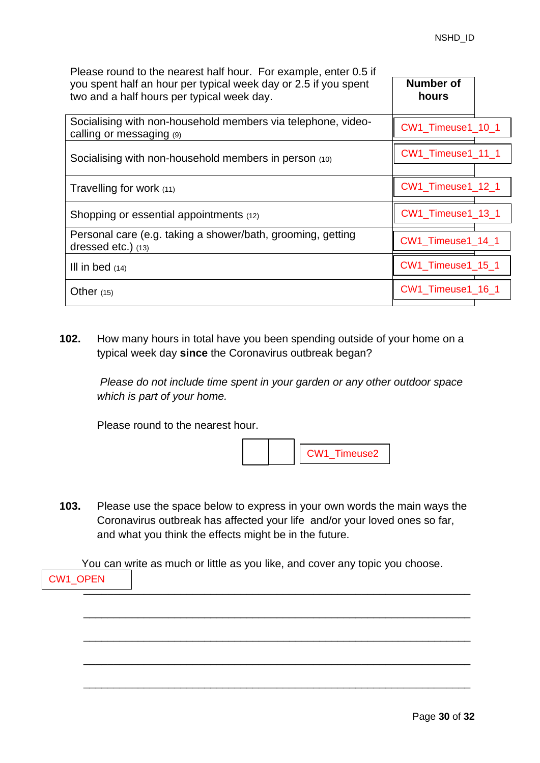NSHD_ID

| Please round to the nearest half hour. For example, enter 0.5 if you spent half an hour per typical week day or 2.5 if you spent two and a half hours per typical week day. | **Number of hours** |
|---|---|
| Socialising with non-household members via telephone, video-calling or messaging (9) | CW1_Timeuse1_10_1 |
| Socialising with non-household members in person (10) | CW1_Timeuse1_11_1 |
| Travelling for work (11) | CW1_Timeuse1_12_1 |
| Shopping or essential appointments (12) | CW1_Timeuse1_13_1 |
| Personal care (e.g. taking a shower/bath, grooming, getting dressed etc.) (13) | CW1_Timeuse1_14_1 |
| Ill in bed (14) | CW1_Timeuse1_15_1 |
| Other (15) | CW1_Timeuse1_16_1 |

**102.** How many hours in total have you been spending outside of your home on a typical week day **since** the Coronavirus outbreak began?

*Please do not include time spent in your garden or any other outdoor space which is part of your home.*

Please round to the nearest hour.

[ ][ ] CW1_Timeuse2

**103.** Please use the space below to express in your own words the main ways the Coronavirus outbreak has affected your life and/or your loved ones so far, and what you think the effects might be in the future.

You can write as much or little as you like, and cover any topic you choose.

CW1_OPEN

\_\_\_\_\_\_\_\_\_\_\_\_\_\_\_\_\_\_\_\_\_\_\_\_\_\_\_\_\_\_\_\_\_\_\_\_\_\_\_\_\_\_\_\_\_\_\_\_\_\_\_\_\_\_\_\_\_\_\_\_\_\_

\_\_\_\_\_\_\_\_\_\_\_\_\_\_\_\_\_\_\_\_\_\_\_\_\_\_\_\_\_\_\_\_\_\_\_\_\_\_\_\_\_\_\_\_\_\_\_\_\_\_\_\_\_\_\_\_\_\_\_\_\_\_

\_\_\_\_\_\_\_\_\_\_\_\_\_\_\_\_\_\_\_\_\_\_\_\_\_\_\_\_\_\_\_\_\_\_\_\_\_\_\_\_\_\_\_\_\_\_\_\_\_\_\_\_\_\_\_\_\_\_\_\_\_\_

\_\_\_\_\_\_\_\_\_\_\_\_\_\_\_\_\_\_\_\_\_\_\_\_\_\_\_\_\_\_\_\_\_\_\_\_\_\_\_\_\_\_\_\_\_\_\_\_\_\_\_\_\_\_\_\_\_\_\_\_\_\_

\_\_\_\_\_\_\_\_\_\_\_\_\_\_\_\_\_\_\_\_\_\_\_\_\_\_\_\_\_\_\_\_\_\_\_\_\_\_\_\_\_\_\_\_\_\_\_\_\_\_\_\_\_\_\_\_\_\_\_\_\_\_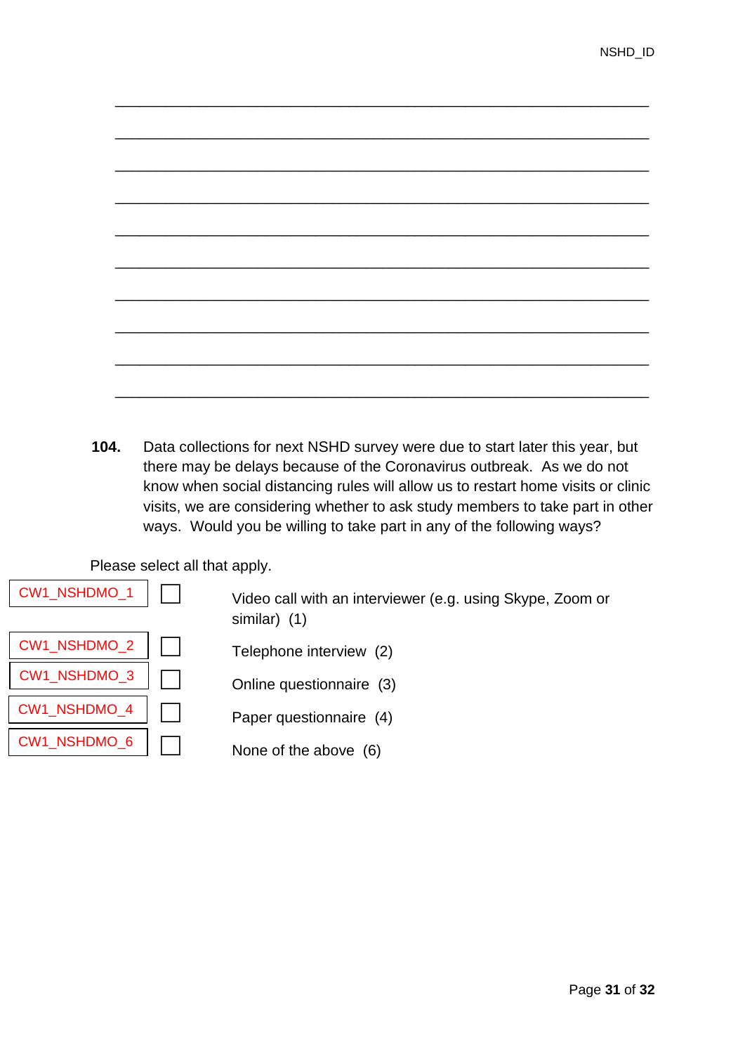\_\_\_\_\_\_\_\_\_\_\_\_\_\_\_\_\_\_\_\_\_\_\_\_\_\_\_\_\_\_\_\_\_\_\_\_\_\_\_\_\_\_\_\_\_\_\_\_\_\_\_\_\_\_\_\_\_\_\_\_\_\_\_\_

\_\_\_\_\_\_\_\_\_\_\_\_\_\_\_\_\_\_\_\_\_\_\_\_\_\_\_\_\_\_\_\_\_\_\_\_\_\_\_\_\_\_\_\_\_\_\_\_\_\_\_\_\_\_\_\_\_\_\_\_\_\_\_\_

\_\_\_\_\_\_\_\_\_\_\_\_\_\_\_\_\_\_\_\_\_\_\_\_\_\_\_\_\_\_\_\_\_\_\_\_\_\_\_\_\_\_\_\_\_\_\_\_\_\_\_\_\_\_\_\_\_\_\_\_\_\_\_\_

\_\_\_\_\_\_\_\_\_\_\_\_\_\_\_\_\_\_\_\_\_\_\_\_\_\_\_\_\_\_\_\_\_\_\_\_\_\_\_\_\_\_\_\_\_\_\_\_\_\_\_\_\_\_\_\_\_\_\_\_\_\_\_\_

\_\_\_\_\_\_\_\_\_\_\_\_\_\_\_\_\_\_\_\_\_\_\_\_\_\_\_\_\_\_\_\_\_\_\_\_\_\_\_\_\_\_\_\_\_\_\_\_\_\_\_\_\_\_\_\_\_\_\_\_\_\_\_\_

\_\_\_\_\_\_\_\_\_\_\_\_\_\_\_\_\_\_\_\_\_\_\_\_\_\_\_\_\_\_\_\_\_\_\_\_\_\_\_\_\_\_\_\_\_\_\_\_\_\_\_\_\_\_\_\_\_\_\_\_\_\_\_\_

\_\_\_\_\_\_\_\_\_\_\_\_\_\_\_\_\_\_\_\_\_\_\_\_\_\_\_\_\_\_\_\_\_\_\_\_\_\_\_\_\_\_\_\_\_\_\_\_\_\_\_\_\_\_\_\_\_\_\_\_\_\_\_\_

\_\_\_\_\_\_\_\_\_\_\_\_\_\_\_\_\_\_\_\_\_\_\_\_\_\_\_\_\_\_\_\_\_\_\_\_\_\_\_\_\_\_\_\_\_\_\_\_\_\_\_\_\_\_\_\_\_\_\_\_\_\_\_\_

\_\_\_\_\_\_\_\_\_\_\_\_\_\_\_\_\_\_\_\_\_\_\_\_\_\_\_\_\_\_\_\_\_\_\_\_\_\_\_\_\_\_\_\_\_\_\_\_\_\_\_\_\_\_\_\_\_\_\_\_\_\_\_\_

\_\_\_\_\_\_\_\_\_\_\_\_\_\_\_\_\_\_\_\_\_\_\_\_\_\_\_\_\_\_\_\_\_\_\_\_\_\_\_\_\_\_\_\_\_\_\_\_\_\_\_\_\_\_\_\_\_\_\_\_\_\_\_\_

**104.** Data collections for next NSHD survey were due to start later this year, but there may be delays because of the Coronavirus outbreak. As we do not know when social distancing rules will allow us to restart home visits or clinic visits, we are considering whether to ask study members to take part in other ways. Would you be willing to take part in any of the following ways?

Please select all that apply.

| | | |
|---|---|---|
| CW1_NSHDMO_1 | ☐ | Video call with an interviewer (e.g. using Skype, Zoom or similar) (1) |
| CW1_NSHDMO_2 | ☐ | Telephone interview (2) |
| CW1_NSHDMO_3 | ☐ | Online questionnaire (3) |
| CW1_NSHDMO_4 | ☐ | Paper questionnaire (4) |
| CW1_NSHDMO_6 | ☐ | None of the above (6) |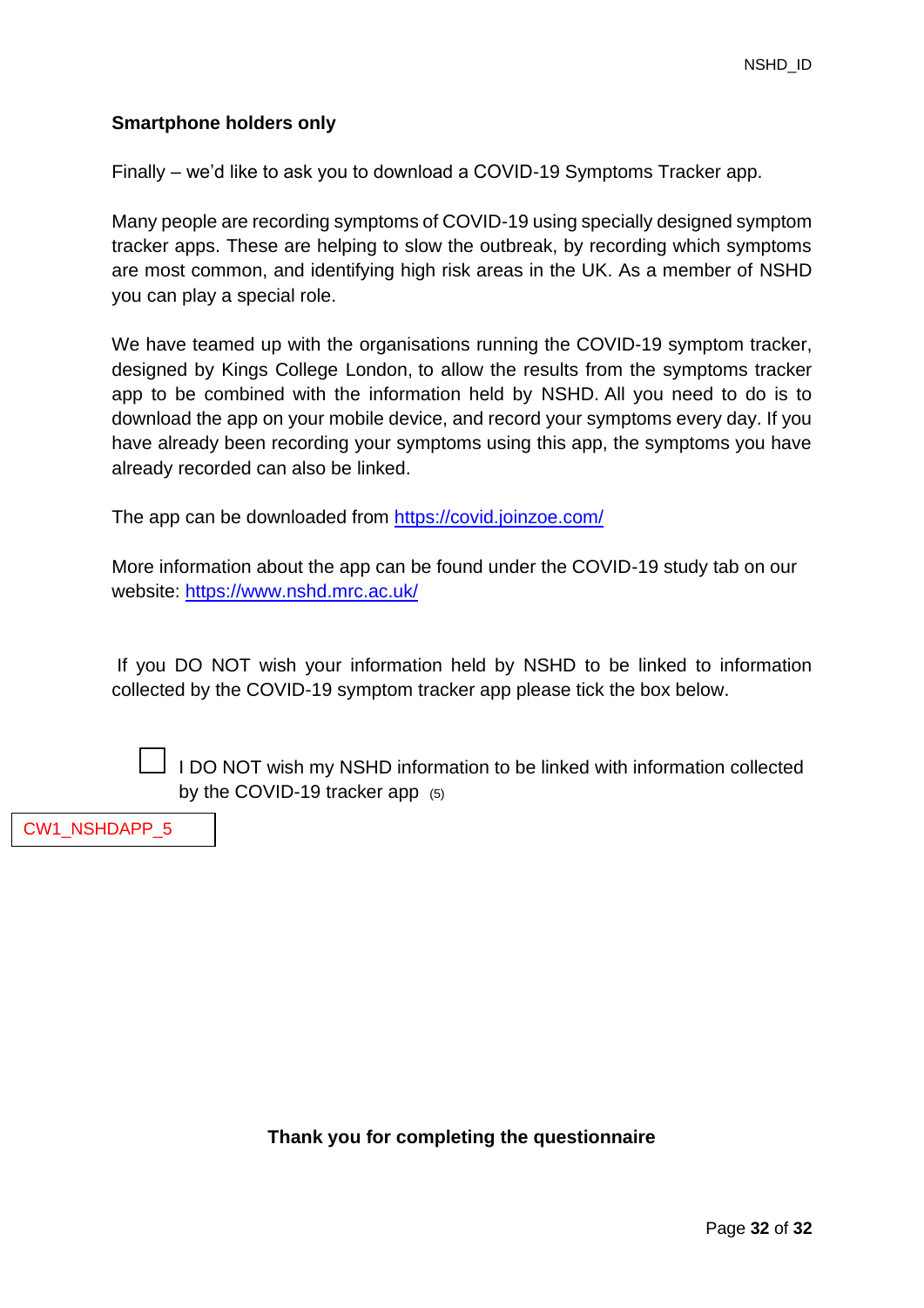**Smartphone holders only**

Finally – we'd like to ask you to download a COVID-19 Symptoms Tracker app.

Many people are recording symptoms of COVID-19 using specially designed symptom tracker apps. These are helping to slow the outbreak, by recording which symptoms are most common, and identifying high risk areas in the UK. As a member of NSHD you can play a special role.

We have teamed up with the organisations running the COVID-19 symptom tracker, designed by Kings College London, to allow the results from the symptoms tracker app to be combined with the information held by NSHD. All you need to do is to download the app on your mobile device, and record your symptoms every day. If you have already been recording your symptoms using this app, the symptoms you have already recorded can also be linked.

The app can be downloaded from https://covid.joinzoe.com/

More information about the app can be found under the COVID-19 study tab on our website: https://www.nshd.mrc.ac.uk/

If you DO NOT wish your information held by NSHD to be linked to information collected by the COVID-19 symptom tracker app please tick the box below.

☐ I DO NOT wish my NSHD information to be linked with information collected by the COVID-19 tracker app (5)

CW1_NSHDAPP_5

**Thank you for completing the questionnaire**